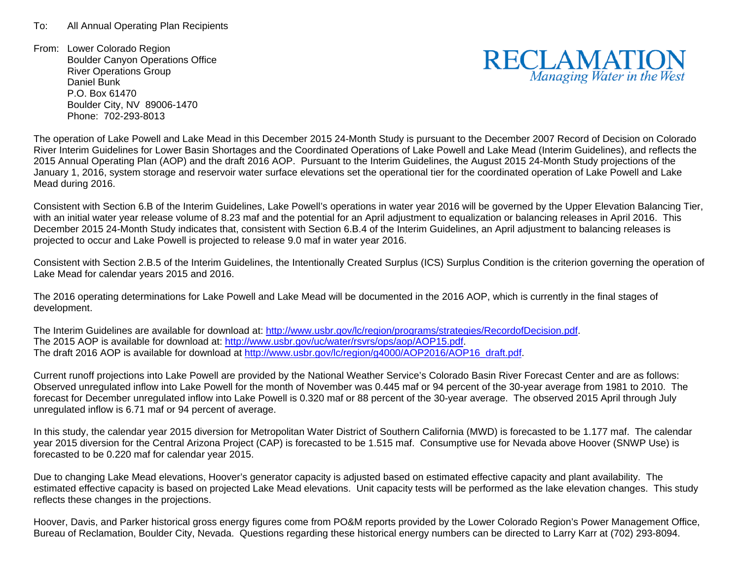To: All Annual Operating Plan Recipients

From: Lower Colorado Region
Boulder Canyon Operations Office
River Operations Group
Daniel Bunk
P.O. Box 61470
Boulder City, NV 89006-1470
Phone: 702-293-8013

**RECLAMATION**
*Managing Water in the West*

The operation of Lake Powell and Lake Mead in this December 2015 24-Month Study is pursuant to the December 2007 Record of Decision on Colorado River Interim Guidelines for Lower Basin Shortages and the Coordinated Operations of Lake Powell and Lake Mead (Interim Guidelines), and reflects the 2015 Annual Operating Plan (AOP) and the draft 2016 AOP. Pursuant to the Interim Guidelines, the August 2015 24-Month Study projections of the January 1, 2016, system storage and reservoir water surface elevations set the operational tier for the coordinated operation of Lake Powell and Lake Mead during 2016.

Consistent with Section 6.B of the Interim Guidelines, Lake Powell's operations in water year 2016 will be governed by the Upper Elevation Balancing Tier, with an initial water year release volume of 8.23 maf and the potential for an April adjustment to equalization or balancing releases in April 2016. This December 2015 24-Month Study indicates that, consistent with Section 6.B.4 of the Interim Guidelines, an April adjustment to balancing releases is projected to occur and Lake Powell is projected to release 9.0 maf in water year 2016.

Consistent with Section 2.B.5 of the Interim Guidelines, the Intentionally Created Surplus (ICS) Surplus Condition is the criterion governing the operation of Lake Mead for calendar years 2015 and 2016.

The 2016 operating determinations for Lake Powell and Lake Mead will be documented in the 2016 AOP, which is currently in the final stages of development.

The Interim Guidelines are available for download at: http://www.usbr.gov/lc/region/programs/strategies/RecordofDecision.pdf.
The 2015 AOP is available for download at: http://www.usbr.gov/uc/water/rsvrs/ops/aop/AOP15.pdf.
The draft 2016 AOP is available for download at http://www.usbr.gov/lc/region/g4000/AOP2016/AOP16_draft.pdf.

Current runoff projections into Lake Powell are provided by the National Weather Service's Colorado Basin River Forecast Center and are as follows: Observed unregulated inflow into Lake Powell for the month of November was 0.445 maf or 94 percent of the 30-year average from 1981 to 2010. The forecast for December unregulated inflow into Lake Powell is 0.320 maf or 88 percent of the 30-year average. The observed 2015 April through July unregulated inflow is 6.71 maf or 94 percent of average.

In this study, the calendar year 2015 diversion for Metropolitan Water District of Southern California (MWD) is forecasted to be 1.177 maf. The calendar year 2015 diversion for the Central Arizona Project (CAP) is forecasted to be 1.515 maf. Consumptive use for Nevada above Hoover (SNWP Use) is forecasted to be 0.220 maf for calendar year 2015.

Due to changing Lake Mead elevations, Hoover's generator capacity is adjusted based on estimated effective capacity and plant availability. The estimated effective capacity is based on projected Lake Mead elevations. Unit capacity tests will be performed as the lake elevation changes. This study reflects these changes in the projections.

Hoover, Davis, and Parker historical gross energy figures come from PO&M reports provided by the Lower Colorado Region's Power Management Office, Bureau of Reclamation, Boulder City, Nevada. Questions regarding these historical energy numbers can be directed to Larry Karr at (702) 293-8094.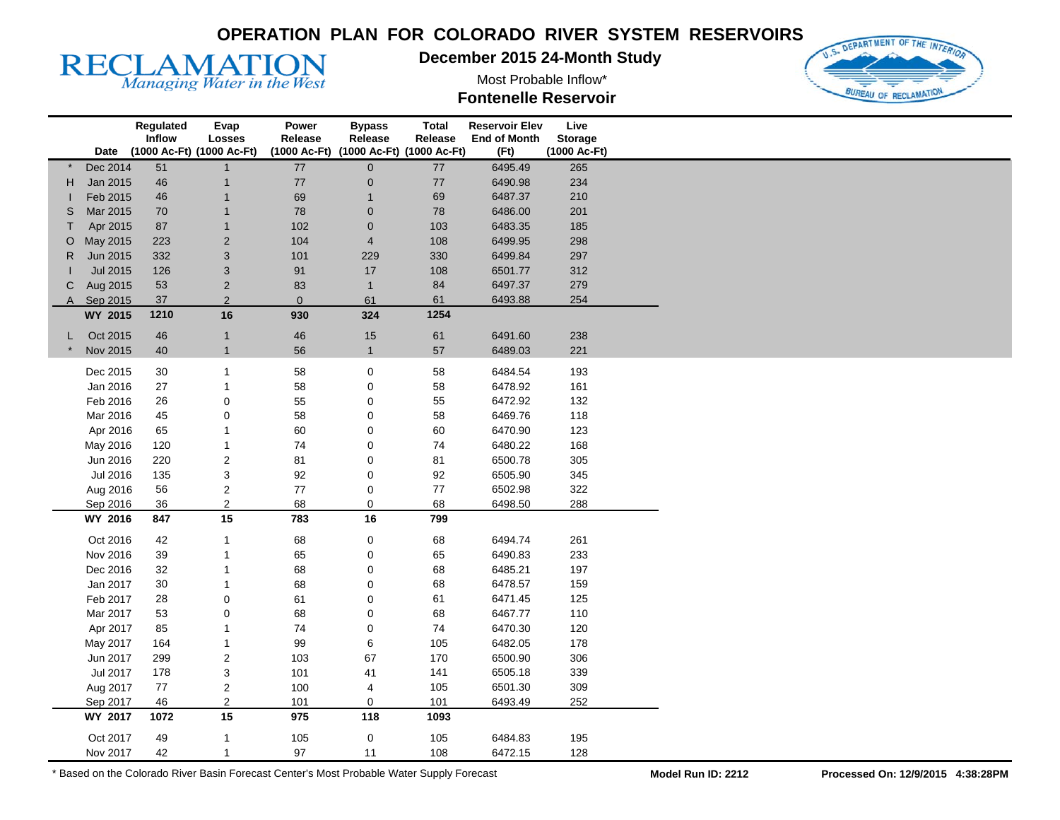# OPERATION PLAN FOR COLORADO RIVER SYSTEM RESERVOIRS

## December 2015 24-Month Study

Most Probable Inflow*

## Fontenelle Reservoir

| | Date | Regulated Inflow (1000 Ac-Ft) | Evap Losses (1000 Ac-Ft) | Power Release (1000 Ac-Ft) | Bypass Release (1000 Ac-Ft) | Total Release (1000 Ac-Ft) | Reservoir Elev End of Month (Ft) | Live Storage (1000 Ac-Ft) |
|---|---|---|---|---|---|---|---|---|
| * | Dec 2014 | 51 | 1 | 77 | 0 | 77 | 6495.49 | 265 |
| H | Jan 2015 | 46 | 1 | 77 | 0 | 77 | 6490.98 | 234 |
| I | Feb 2015 | 46 | 1 | 69 | 1 | 69 | 6487.37 | 210 |
| S | Mar 2015 | 70 | 1 | 78 | 0 | 78 | 6486.00 | 201 |
| T | Apr 2015 | 87 | 1 | 102 | 0 | 103 | 6483.35 | 185 |
| O | May 2015 | 223 | 2 | 104 | 4 | 108 | 6499.95 | 298 |
| R | Jun 2015 | 332 | 3 | 101 | 229 | 330 | 6499.84 | 297 |
| I | Jul 2015 | 126 | 3 | 91 | 17 | 108 | 6501.77 | 312 |
| C | Aug 2015 | 53 | 2 | 83 | 1 | 84 | 6497.37 | 279 |
| A | Sep 2015 | 37 | 2 | 0 | 61 | 61 | 6493.88 | 254 |
| | **WY 2015** | **1210** | **16** | **930** | **324** | **1254** | | |
| L | Oct 2015 | 46 | 1 | 46 | 15 | 61 | 6491.60 | 238 |
| * | Nov 2015 | 40 | 1 | 56 | 1 | 57 | 6489.03 | 221 |
| | Dec 2015 | 30 | 1 | 58 | 0 | 58 | 6484.54 | 193 |
| | Jan 2016 | 27 | 1 | 58 | 0 | 58 | 6478.92 | 161 |
| | Feb 2016 | 26 | 0 | 55 | 0 | 55 | 6472.92 | 132 |
| | Mar 2016 | 45 | 0 | 58 | 0 | 58 | 6469.76 | 118 |
| | Apr 2016 | 65 | 1 | 60 | 0 | 60 | 6470.90 | 123 |
| | May 2016 | 120 | 1 | 74 | 0 | 74 | 6480.22 | 168 |
| | Jun 2016 | 220 | 2 | 81 | 0 | 81 | 6500.78 | 305 |
| | Jul 2016 | 135 | 3 | 92 | 0 | 92 | 6505.90 | 345 |
| | Aug 2016 | 56 | 2 | 77 | 0 | 77 | 6502.98 | 322 |
| | Sep 2016 | 36 | 2 | 68 | 0 | 68 | 6498.50 | 288 |
| | **WY 2016** | **847** | **15** | **783** | **16** | **799** | | |
| | Oct 2016 | 42 | 1 | 68 | 0 | 68 | 6494.74 | 261 |
| | Nov 2016 | 39 | 1 | 65 | 0 | 65 | 6490.83 | 233 |
| | Dec 2016 | 32 | 1 | 68 | 0 | 68 | 6485.21 | 197 |
| | Jan 2017 | 30 | 1 | 68 | 0 | 68 | 6478.57 | 159 |
| | Feb 2017 | 28 | 0 | 61 | 0 | 61 | 6471.45 | 125 |
| | Mar 2017 | 53 | 0 | 68 | 0 | 68 | 6467.77 | 110 |
| | Apr 2017 | 85 | 1 | 74 | 0 | 74 | 6470.30 | 120 |
| | May 2017 | 164 | 1 | 99 | 6 | 105 | 6482.05 | 178 |
| | Jun 2017 | 299 | 2 | 103 | 67 | 170 | 6500.90 | 306 |
| | Jul 2017 | 178 | 3 | 101 | 41 | 141 | 6505.18 | 339 |
| | Aug 2017 | 77 | 2 | 100 | 4 | 105 | 6501.30 | 309 |
| | Sep 2017 | 46 | 2 | 101 | 0 | 101 | 6493.49 | 252 |
| | **WY 2017** | **1072** | **15** | **975** | **118** | **1093** | | |
| | Oct 2017 | 49 | 1 | 105 | 0 | 105 | 6484.83 | 195 |
| | Nov 2017 | 42 | 1 | 97 | 11 | 108 | 6472.15 | 128 |

\* Based on the Colorado River Basin Forecast Center's Most Probable Water Supply Forecast

**Model Run ID: 2212** **Processed On: 12/9/2015 4:38:28PM**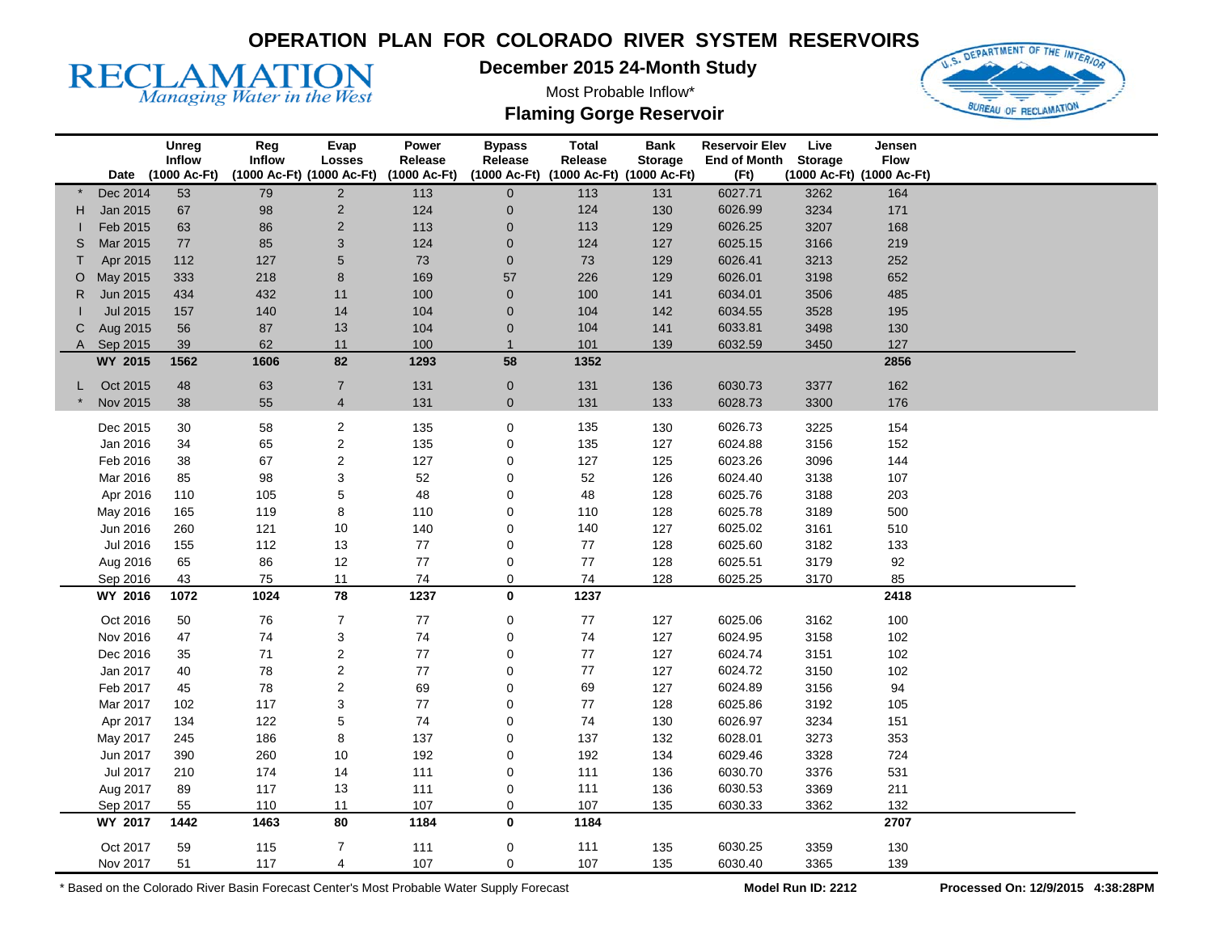# OPERATION PLAN FOR COLORADO RIVER SYSTEM RESERVOIRS

RECLAMATION
*Managing Water in the West*

U.S. DEPARTMENT OF THE INTERIOR
BUREAU OF RECLAMATION

## December 2015 24-Month Study

Most Probable Inflow*

## Flaming Gorge Reservoir

| | Date | Unreg Inflow (1000 Ac-Ft) | Reg Inflow (1000 Ac-Ft) | Evap Losses (1000 Ac-Ft) | Power Release (1000 Ac-Ft) | Bypass Release (1000 Ac-Ft) | Total Release (1000 Ac-Ft) | Bank Storage (1000 Ac-Ft) | Reservoir Elev End of Month (Ft) | Live Storage (1000 Ac-Ft) | Jensen Flow (1000 Ac-Ft) |
|---|---|---|---|---|---|---|---|---|---|---|---|
| * | Dec 2014 | 53 | 79 | 2 | 113 | 0 | 113 | 131 | 6027.71 | 3262 | 164 |
| H | Jan 2015 | 67 | 98 | 2 | 124 | 0 | 124 | 130 | 6026.99 | 3234 | 171 |
| I | Feb 2015 | 63 | 86 | 2 | 113 | 0 | 113 | 129 | 6026.25 | 3207 | 168 |
| S | Mar 2015 | 77 | 85 | 3 | 124 | 0 | 124 | 127 | 6025.15 | 3166 | 219 |
| T | Apr 2015 | 112 | 127 | 5 | 73 | 0 | 73 | 129 | 6026.41 | 3213 | 252 |
| O | May 2015 | 333 | 218 | 8 | 169 | 57 | 226 | 129 | 6026.01 | 3198 | 652 |
| R | Jun 2015 | 434 | 432 | 11 | 100 | 0 | 100 | 141 | 6034.01 | 3506 | 485 |
| I | Jul 2015 | 157 | 140 | 14 | 104 | 0 | 104 | 142 | 6034.55 | 3528 | 195 |
| C | Aug 2015 | 56 | 87 | 13 | 104 | 0 | 104 | 141 | 6033.81 | 3498 | 130 |
| A | Sep 2015 | 39 | 62 | 11 | 100 | 1 | 101 | 139 | 6032.59 | 3450 | 127 |
| | **WY 2015** | **1562** | **1606** | **82** | **1293** | **58** | **1352** | | | | **2856** |
| L | Oct 2015 | 48 | 63 | 7 | 131 | 0 | 131 | 136 | 6030.73 | 3377 | 162 |
| * | Nov 2015 | 38 | 55 | 4 | 131 | 0 | 131 | 133 | 6028.73 | 3300 | 176 |
| | Dec 2015 | 30 | 58 | 2 | 135 | 0 | 135 | 130 | 6026.73 | 3225 | 154 |
| | Jan 2016 | 34 | 65 | 2 | 135 | 0 | 135 | 127 | 6024.88 | 3156 | 152 |
| | Feb 2016 | 38 | 67 | 2 | 127 | 0 | 127 | 125 | 6023.26 | 3096 | 144 |
| | Mar 2016 | 85 | 98 | 3 | 52 | 0 | 52 | 126 | 6024.40 | 3138 | 107 |
| | Apr 2016 | 110 | 105 | 5 | 48 | 0 | 48 | 128 | 6025.76 | 3188 | 203 |
| | May 2016 | 165 | 119 | 8 | 110 | 0 | 110 | 128 | 6025.78 | 3189 | 500 |
| | Jun 2016 | 260 | 121 | 10 | 140 | 0 | 140 | 127 | 6025.02 | 3161 | 510 |
| | Jul 2016 | 155 | 112 | 13 | 77 | 0 | 77 | 128 | 6025.60 | 3182 | 133 |
| | Aug 2016 | 65 | 86 | 12 | 77 | 0 | 77 | 128 | 6025.51 | 3179 | 92 |
| | Sep 2016 | 43 | 75 | 11 | 74 | 0 | 74 | 128 | 6025.25 | 3170 | 85 |
| | **WY 2016** | **1072** | **1024** | **78** | **1237** | **0** | **1237** | | | | **2418** |
| | Oct 2016 | 50 | 76 | 7 | 77 | 0 | 77 | 127 | 6025.06 | 3162 | 100 |
| | Nov 2016 | 47 | 74 | 3 | 74 | 0 | 74 | 127 | 6024.95 | 3158 | 102 |
| | Dec 2016 | 35 | 71 | 2 | 77 | 0 | 77 | 127 | 6024.74 | 3151 | 102 |
| | Jan 2017 | 40 | 78 | 2 | 77 | 0 | 77 | 127 | 6024.72 | 3150 | 102 |
| | Feb 2017 | 45 | 78 | 2 | 69 | 0 | 69 | 127 | 6024.89 | 3156 | 94 |
| | Mar 2017 | 102 | 117 | 3 | 77 | 0 | 77 | 128 | 6025.86 | 3192 | 105 |
| | Apr 2017 | 134 | 122 | 5 | 74 | 0 | 74 | 130 | 6026.97 | 3234 | 151 |
| | May 2017 | 245 | 186 | 8 | 137 | 0 | 137 | 132 | 6028.01 | 3273 | 353 |
| | Jun 2017 | 390 | 260 | 10 | 192 | 0 | 192 | 134 | 6029.46 | 3328 | 724 |
| | Jul 2017 | 210 | 174 | 14 | 111 | 0 | 111 | 136 | 6030.70 | 3376 | 531 |
| | Aug 2017 | 89 | 117 | 13 | 111 | 0 | 111 | 136 | 6030.53 | 3369 | 211 |
| | Sep 2017 | 55 | 110 | 11 | 107 | 0 | 107 | 135 | 6030.33 | 3362 | 132 |
| | **WY 2017** | **1442** | **1463** | **80** | **1184** | **0** | **1184** | | | | **2707** |
| | Oct 2017 | 59 | 115 | 7 | 111 | 0 | 111 | 135 | 6030.25 | 3359 | 130 |
| | Nov 2017 | 51 | 117 | 4 | 107 | 0 | 107 | 135 | 6030.40 | 3365 | 139 |

\* Based on the Colorado River Basin Forecast Center's Most Probable Water Supply Forecast

**Model Run ID: 2212**

**Processed On: 12/9/2015 4:38:28PM**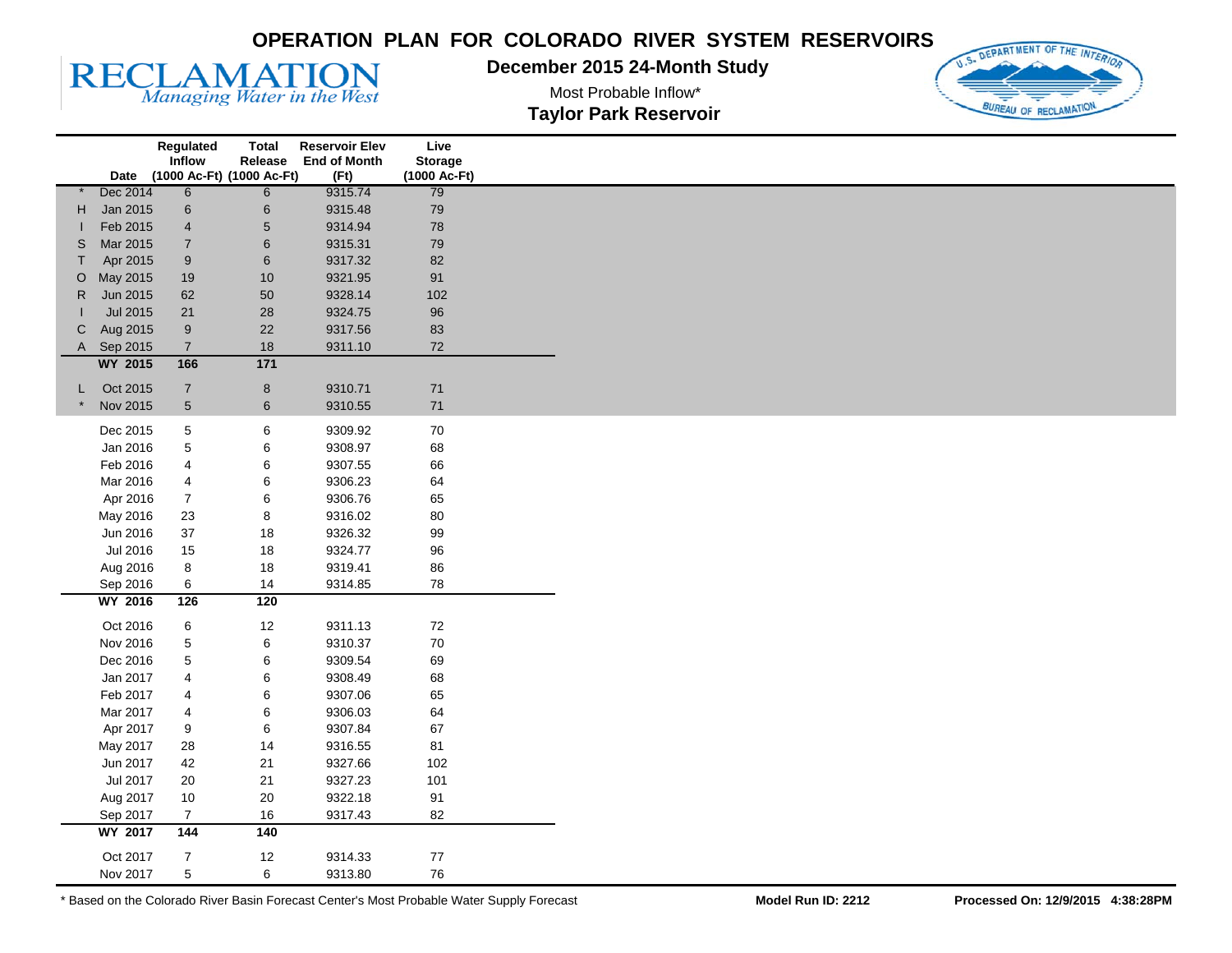# OPERATION PLAN FOR COLORADO RIVER SYSTEM RESERVOIRS

RECLAMATION
*Managing Water in the West*

## December 2015 24-Month Study

Most Probable Inflow*

## Taylor Park Reservoir

| | Date | Regulated Inflow (1000 Ac-Ft) | Total Release (1000 Ac-Ft) | Reservoir Elev End of Month (Ft) | Live Storage (1000 Ac-Ft) |
|---|---|---|---|---|---|
| * | Dec 2014 | 6 | 6 | 9315.74 | 79 |
| H | Jan 2015 | 6 | 6 | 9315.48 | 79 |
| I | Feb 2015 | 4 | 5 | 9314.94 | 78 |
| S | Mar 2015 | 7 | 6 | 9315.31 | 79 |
| T | Apr 2015 | 9 | 6 | 9317.32 | 82 |
| O | May 2015 | 19 | 10 | 9321.95 | 91 |
| R | Jun 2015 | 62 | 50 | 9328.14 | 102 |
| I | Jul 2015 | 21 | 28 | 9324.75 | 96 |
| C | Aug 2015 | 9 | 22 | 9317.56 | 83 |
| A | Sep 2015 | 7 | 18 | 9311.10 | 72 |
| | **WY 2015** | **166** | **171** | | |
| L | Oct 2015 | 7 | 8 | 9310.71 | 71 |
| * | Nov 2015 | 5 | 6 | 9310.55 | 71 |
| | Dec 2015 | 5 | 6 | 9309.92 | 70 |
| | Jan 2016 | 5 | 6 | 9308.97 | 68 |
| | Feb 2016 | 4 | 6 | 9307.55 | 66 |
| | Mar 2016 | 4 | 6 | 9306.23 | 64 |
| | Apr 2016 | 7 | 6 | 9306.76 | 65 |
| | May 2016 | 23 | 8 | 9316.02 | 80 |
| | Jun 2016 | 37 | 18 | 9326.32 | 99 |
| | Jul 2016 | 15 | 18 | 9324.77 | 96 |
| | Aug 2016 | 8 | 18 | 9319.41 | 86 |
| | Sep 2016 | 6 | 14 | 9314.85 | 78 |
| | **WY 2016** | **126** | **120** | | |
| | Oct 2016 | 6 | 12 | 9311.13 | 72 |
| | Nov 2016 | 5 | 6 | 9310.37 | 70 |
| | Dec 2016 | 5 | 6 | 9309.54 | 69 |
| | Jan 2017 | 4 | 6 | 9308.49 | 68 |
| | Feb 2017 | 4 | 6 | 9307.06 | 65 |
| | Mar 2017 | 4 | 6 | 9306.03 | 64 |
| | Apr 2017 | 9 | 6 | 9307.84 | 67 |
| | May 2017 | 28 | 14 | 9316.55 | 81 |
| | Jun 2017 | 42 | 21 | 9327.66 | 102 |
| | Jul 2017 | 20 | 21 | 9327.23 | 101 |
| | Aug 2017 | 10 | 20 | 9322.18 | 91 |
| | Sep 2017 | 7 | 16 | 9317.43 | 82 |
| | **WY 2017** | **144** | **140** | | |
| | Oct 2017 | 7 | 12 | 9314.33 | 77 |
| | Nov 2017 | 5 | 6 | 9313.80 | 76 |

* Based on the Colorado River Basin Forecast Center's Most Probable Water Supply Forecast

**Model Run ID: 2212** **Processed On: 12/9/2015 4:38:28PM**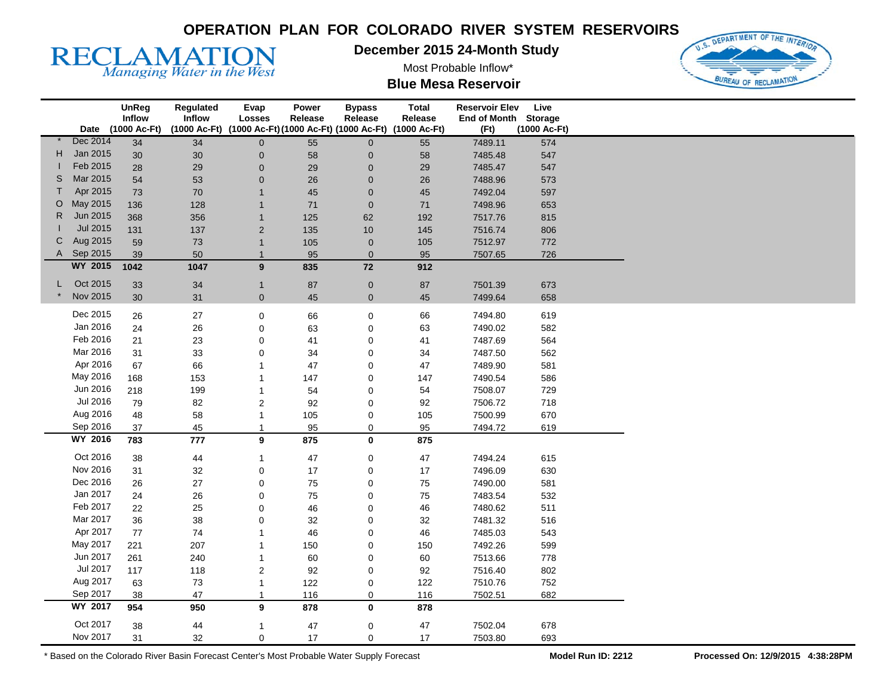# OPERATION PLAN FOR COLORADO RIVER SYSTEM RESERVOIRS

RECLAMATION
*Managing Water in the West*

## December 2015 24-Month Study

Most Probable Inflow*

## Blue Mesa Reservoir

| | Date | UnReg Inflow (1000 Ac-Ft) | Regulated Inflow (1000 Ac-Ft) | Evap Losses (1000 Ac-Ft) | Power Release (1000 Ac-Ft) | Bypass Release (1000 Ac-Ft) | Total Release (1000 Ac-Ft) | Reservoir Elev End of Month (Ft) | Live Storage (1000 Ac-Ft) |
|---|---|---|---|---|---|---|---|---|---|
| * | Dec 2014 | 34 | 34 | 0 | 55 | 0 | 55 | 7489.11 | 574 |
| H | Jan 2015 | 30 | 30 | 0 | 58 | 0 | 58 | 7485.48 | 547 |
| I | Feb 2015 | 28 | 29 | 0 | 29 | 0 | 29 | 7485.47 | 547 |
| S | Mar 2015 | 54 | 53 | 0 | 26 | 0 | 26 | 7488.96 | 573 |
| T | Apr 2015 | 73 | 70 | 1 | 45 | 0 | 45 | 7492.04 | 597 |
| O | May 2015 | 136 | 128 | 1 | 71 | 0 | 71 | 7498.96 | 653 |
| R | Jun 2015 | 368 | 356 | 1 | 125 | 62 | 192 | 7517.76 | 815 |
| I | Jul 2015 | 131 | 137 | 2 | 135 | 10 | 145 | 7516.74 | 806 |
| C | Aug 2015 | 59 | 73 | 1 | 105 | 0 | 105 | 7512.97 | 772 |
| A | Sep 2015 | 39 | 50 | 1 | 95 | 0 | 95 | 7507.65 | 726 |
| | **WY 2015** | **1042** | **1047** | **9** | **835** | **72** | **912** | | |
| L | Oct 2015 | 33 | 34 | 1 | 87 | 0 | 87 | 7501.39 | 673 |
| * | Nov 2015 | 30 | 31 | 0 | 45 | 0 | 45 | 7499.64 | 658 |
| | Dec 2015 | 26 | 27 | 0 | 66 | 0 | 66 | 7494.80 | 619 |
| | Jan 2016 | 24 | 26 | 0 | 63 | 0 | 63 | 7490.02 | 582 |
| | Feb 2016 | 21 | 23 | 0 | 41 | 0 | 41 | 7487.69 | 564 |
| | Mar 2016 | 31 | 33 | 0 | 34 | 0 | 34 | 7487.50 | 562 |
| | Apr 2016 | 67 | 66 | 1 | 47 | 0 | 47 | 7489.90 | 581 |
| | May 2016 | 168 | 153 | 1 | 147 | 0 | 147 | 7490.54 | 586 |
| | Jun 2016 | 218 | 199 | 1 | 54 | 0 | 54 | 7508.07 | 729 |
| | Jul 2016 | 79 | 82 | 2 | 92 | 0 | 92 | 7506.72 | 718 |
| | Aug 2016 | 48 | 58 | 1 | 105 | 0 | 105 | 7500.99 | 670 |
| | Sep 2016 | 37 | 45 | 1 | 95 | 0 | 95 | 7494.72 | 619 |
| | **WY 2016** | **783** | **777** | **9** | **875** | **0** | **875** | | |
| | Oct 2016 | 38 | 44 | 1 | 47 | 0 | 47 | 7494.24 | 615 |
| | Nov 2016 | 31 | 32 | 0 | 17 | 0 | 17 | 7496.09 | 630 |
| | Dec 2016 | 26 | 27 | 0 | 75 | 0 | 75 | 7490.00 | 581 |
| | Jan 2017 | 24 | 26 | 0 | 75 | 0 | 75 | 7483.54 | 532 |
| | Feb 2017 | 22 | 25 | 0 | 46 | 0 | 46 | 7480.62 | 511 |
| | Mar 2017 | 36 | 38 | 0 | 32 | 0 | 32 | 7481.32 | 516 |
| | Apr 2017 | 77 | 74 | 1 | 46 | 0 | 46 | 7485.03 | 543 |
| | May 2017 | 221 | 207 | 1 | 150 | 0 | 150 | 7492.26 | 599 |
| | Jun 2017 | 261 | 240 | 1 | 60 | 0 | 60 | 7513.66 | 778 |
| | Jul 2017 | 117 | 118 | 2 | 92 | 0 | 92 | 7516.40 | 802 |
| | Aug 2017 | 63 | 73 | 1 | 122 | 0 | 122 | 7510.76 | 752 |
| | Sep 2017 | 38 | 47 | 1 | 116 | 0 | 116 | 7502.51 | 682 |
| | **WY 2017** | **954** | **950** | **9** | **878** | **0** | **878** | | |
| | Oct 2017 | 38 | 44 | 1 | 47 | 0 | 47 | 7502.04 | 678 |
| | Nov 2017 | 31 | 32 | 0 | 17 | 0 | 17 | 7503.80 | 693 |

* Based on the Colorado River Basin Forecast Center's Most Probable Water Supply Forecast

**Model Run ID: 2212**

**Processed On: 12/9/2015 4:38:28PM**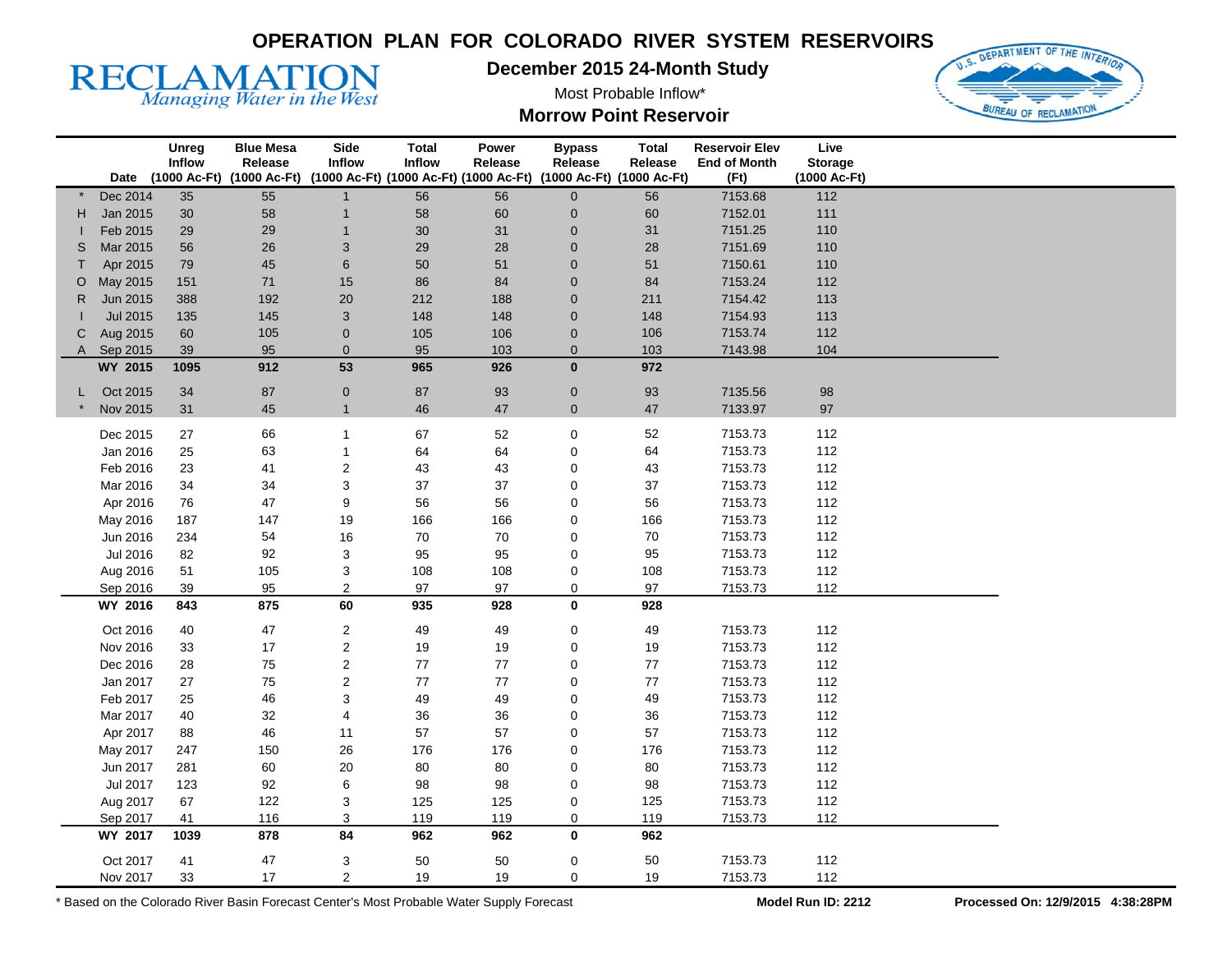# OPERATION PLAN FOR COLORADO RIVER SYSTEM RESERVOIRS

RECLAMATION
*Managing Water in the West*

## December 2015 24-Month Study

Most Probable Inflow*

## Morrow Point Reservoir

| | Date | Unreg Inflow (1000 Ac-Ft) | Blue Mesa Release (1000 Ac-Ft) | Side Inflow (1000 Ac-Ft) | Total Inflow (1000 Ac-Ft) | Power Release (1000 Ac-Ft) | Bypass Release (1000 Ac-Ft) | Total Release (1000 Ac-Ft) | Reservoir Elev End of Month (Ft) | Live Storage (1000 Ac-Ft) |
|---|---|---|---|---|---|---|---|---|---|---|
| * | Dec 2014 | 35 | 55 | 1 | 56 | 56 | 0 | 56 | 7153.68 | 112 |
| H | Jan 2015 | 30 | 58 | 1 | 58 | 60 | 0 | 60 | 7152.01 | 111 |
| I | Feb 2015 | 29 | 29 | 1 | 30 | 31 | 0 | 31 | 7151.25 | 110 |
| S | Mar 2015 | 56 | 26 | 3 | 29 | 28 | 0 | 28 | 7151.69 | 110 |
| T | Apr 2015 | 79 | 45 | 6 | 50 | 51 | 0 | 51 | 7150.61 | 110 |
| O | May 2015 | 151 | 71 | 15 | 86 | 84 | 0 | 84 | 7153.24 | 112 |
| R | Jun 2015 | 388 | 192 | 20 | 212 | 188 | 0 | 211 | 7154.42 | 113 |
| I | Jul 2015 | 135 | 145 | 3 | 148 | 148 | 0 | 148 | 7154.93 | 113 |
| C | Aug 2015 | 60 | 105 | 0 | 105 | 106 | 0 | 106 | 7153.74 | 112 |
| A | Sep 2015 | 39 | 95 | 0 | 95 | 103 | 0 | 103 | 7143.98 | 104 |
| | **WY 2015** | **1095** | **912** | **53** | **965** | **926** | **0** | **972** | | |
| L | Oct 2015 | 34 | 87 | 0 | 87 | 93 | 0 | 93 | 7135.56 | 98 |
| * | Nov 2015 | 31 | 45 | 1 | 46 | 47 | 0 | 47 | 7133.97 | 97 |
| | Dec 2015 | 27 | 66 | 1 | 67 | 52 | 0 | 52 | 7153.73 | 112 |
| | Jan 2016 | 25 | 63 | 1 | 64 | 64 | 0 | 64 | 7153.73 | 112 |
| | Feb 2016 | 23 | 41 | 2 | 43 | 43 | 0 | 43 | 7153.73 | 112 |
| | Mar 2016 | 34 | 34 | 3 | 37 | 37 | 0 | 37 | 7153.73 | 112 |
| | Apr 2016 | 76 | 47 | 9 | 56 | 56 | 0 | 56 | 7153.73 | 112 |
| | May 2016 | 187 | 147 | 19 | 166 | 166 | 0 | 166 | 7153.73 | 112 |
| | Jun 2016 | 234 | 54 | 16 | 70 | 70 | 0 | 70 | 7153.73 | 112 |
| | Jul 2016 | 82 | 92 | 3 | 95 | 95 | 0 | 95 | 7153.73 | 112 |
| | Aug 2016 | 51 | 105 | 3 | 108 | 108 | 0 | 108 | 7153.73 | 112 |
| | Sep 2016 | 39 | 95 | 2 | 97 | 97 | 0 | 97 | 7153.73 | 112 |
| | **WY 2016** | **843** | **875** | **60** | **935** | **928** | **0** | **928** | | |
| | Oct 2016 | 40 | 47 | 2 | 49 | 49 | 0 | 49 | 7153.73 | 112 |
| | Nov 2016 | 33 | 17 | 2 | 19 | 19 | 0 | 19 | 7153.73 | 112 |
| | Dec 2016 | 28 | 75 | 2 | 77 | 77 | 0 | 77 | 7153.73 | 112 |
| | Jan 2017 | 27 | 75 | 2 | 77 | 77 | 0 | 77 | 7153.73 | 112 |
| | Feb 2017 | 25 | 46 | 3 | 49 | 49 | 0 | 49 | 7153.73 | 112 |
| | Mar 2017 | 40 | 32 | 4 | 36 | 36 | 0 | 36 | 7153.73 | 112 |
| | Apr 2017 | 88 | 46 | 11 | 57 | 57 | 0 | 57 | 7153.73 | 112 |
| | May 2017 | 247 | 150 | 26 | 176 | 176 | 0 | 176 | 7153.73 | 112 |
| | Jun 2017 | 281 | 60 | 20 | 80 | 80 | 0 | 80 | 7153.73 | 112 |
| | Jul 2017 | 123 | 92 | 6 | 98 | 98 | 0 | 98 | 7153.73 | 112 |
| | Aug 2017 | 67 | 122 | 3 | 125 | 125 | 0 | 125 | 7153.73 | 112 |
| | Sep 2017 | 41 | 116 | 3 | 119 | 119 | 0 | 119 | 7153.73 | 112 |
| | **WY 2017** | **1039** | **878** | **84** | **962** | **962** | **0** | **962** | | |
| | Oct 2017 | 41 | 47 | 3 | 50 | 50 | 0 | 50 | 7153.73 | 112 |
| | Nov 2017 | 33 | 17 | 2 | 19 | 19 | 0 | 19 | 7153.73 | 112 |

* Based on the Colorado River Basin Forecast Center's Most Probable Water Supply Forecast

**Model Run ID: 2212**

**Processed On: 12/9/2015 4:38:28PM**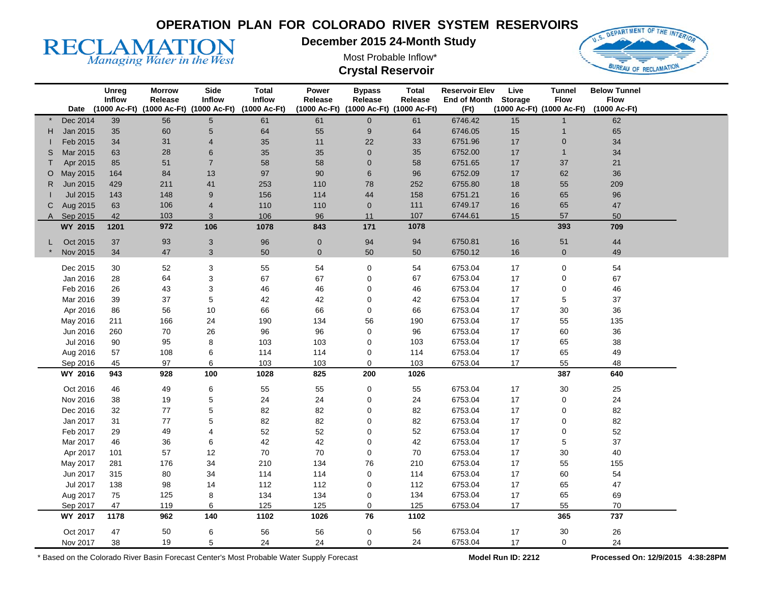# OPERATION PLAN FOR COLORADO RIVER SYSTEM RESERVOIRS

**December 2015 24-Month Study**

Most Probable Inflow*

**Crystal Reservoir**

RECLAMATION *Managing Water in the West*

| | Date | Unreg Inflow (1000 Ac-Ft) | Morrow Release (1000 Ac-Ft) | Side Inflow (1000 Ac-Ft) | Total Inflow (1000 Ac-Ft) | Power Release (1000 Ac-Ft) | Bypass Release (1000 Ac-Ft) | Total Release (1000 Ac-Ft) | Reservoir Elev End of Month (Ft) | Live Storage (1000 Ac-Ft) | Tunnel Flow (1000 Ac-Ft) | Below Tunnel Flow (1000 Ac-Ft) |
|---|---|---|---|---|---|---|---|---|---|---|---|---|
| * | Dec 2014 | 39 | 56 | 5 | 61 | 61 | 0 | 61 | 6746.42 | 15 | 1 | 62 |
| H | Jan 2015 | 35 | 60 | 5 | 64 | 55 | 9 | 64 | 6746.05 | 15 | 1 | 65 |
| I | Feb 2015 | 34 | 31 | 4 | 35 | 11 | 22 | 33 | 6751.96 | 17 | 0 | 34 |
| S | Mar 2015 | 63 | 28 | 6 | 35 | 35 | 0 | 35 | 6752.00 | 17 | 1 | 34 |
| T | Apr 2015 | 85 | 51 | 7 | 58 | 58 | 0 | 58 | 6751.65 | 17 | 37 | 21 |
| O | May 2015 | 164 | 84 | 13 | 97 | 90 | 6 | 96 | 6752.09 | 17 | 62 | 36 |
| R | Jun 2015 | 429 | 211 | 41 | 253 | 110 | 78 | 252 | 6755.80 | 18 | 55 | 209 |
| I | Jul 2015 | 143 | 148 | 9 | 156 | 114 | 44 | 158 | 6751.21 | 16 | 65 | 96 |
| C | Aug 2015 | 63 | 106 | 4 | 110 | 110 | 0 | 111 | 6749.17 | 16 | 65 | 47 |
| A | Sep 2015 | 42 | 103 | 3 | 106 | 96 | 11 | 107 | 6744.61 | 15 | 57 | 50 |
| | **WY 2015** | **1201** | **972** | **106** | **1078** | **843** | **171** | **1078** | | | **393** | **709** |
| L | Oct 2015 | 37 | 93 | 3 | 96 | 0 | 94 | 94 | 6750.81 | 16 | 51 | 44 |
| * | Nov 2015 | 34 | 47 | 3 | 50 | 0 | 50 | 50 | 6750.12 | 16 | 0 | 49 |
| | Dec 2015 | 30 | 52 | 3 | 55 | 54 | 0 | 54 | 6753.04 | 17 | 0 | 54 |
| | Jan 2016 | 28 | 64 | 3 | 67 | 67 | 0 | 67 | 6753.04 | 17 | 0 | 67 |
| | Feb 2016 | 26 | 43 | 3 | 46 | 46 | 0 | 46 | 6753.04 | 17 | 0 | 46 |
| | Mar 2016 | 39 | 37 | 5 | 42 | 42 | 0 | 42 | 6753.04 | 17 | 5 | 37 |
| | Apr 2016 | 86 | 56 | 10 | 66 | 66 | 0 | 66 | 6753.04 | 17 | 30 | 36 |
| | May 2016 | 211 | 166 | 24 | 190 | 134 | 56 | 190 | 6753.04 | 17 | 55 | 135 |
| | Jun 2016 | 260 | 70 | 26 | 96 | 96 | 0 | 96 | 6753.04 | 17 | 60 | 36 |
| | Jul 2016 | 90 | 95 | 8 | 103 | 103 | 0 | 103 | 6753.04 | 17 | 65 | 38 |
| | Aug 2016 | 57 | 108 | 6 | 114 | 114 | 0 | 114 | 6753.04 | 17 | 65 | 49 |
| | Sep 2016 | 45 | 97 | 6 | 103 | 103 | 0 | 103 | 6753.04 | 17 | 55 | 48 |
| | **WY 2016** | **943** | **928** | **100** | **1028** | **825** | **200** | **1026** | | | **387** | **640** |
| | Oct 2016 | 46 | 49 | 6 | 55 | 55 | 0 | 55 | 6753.04 | 17 | 30 | 25 |
| | Nov 2016 | 38 | 19 | 5 | 24 | 24 | 0 | 24 | 6753.04 | 17 | 0 | 24 |
| | Dec 2016 | 32 | 77 | 5 | 82 | 82 | 0 | 82 | 6753.04 | 17 | 0 | 82 |
| | Jan 2017 | 31 | 77 | 5 | 82 | 82 | 0 | 82 | 6753.04 | 17 | 0 | 82 |
| | Feb 2017 | 29 | 49 | 4 | 52 | 52 | 0 | 52 | 6753.04 | 17 | 0 | 52 |
| | Mar 2017 | 46 | 36 | 6 | 42 | 42 | 0 | 42 | 6753.04 | 17 | 5 | 37 |
| | Apr 2017 | 101 | 57 | 12 | 70 | 70 | 0 | 70 | 6753.04 | 17 | 30 | 40 |
| | May 2017 | 281 | 176 | 34 | 210 | 134 | 76 | 210 | 6753.04 | 17 | 55 | 155 |
| | Jun 2017 | 315 | 80 | 34 | 114 | 114 | 0 | 114 | 6753.04 | 17 | 60 | 54 |
| | Jul 2017 | 138 | 98 | 14 | 112 | 112 | 0 | 112 | 6753.04 | 17 | 65 | 47 |
| | Aug 2017 | 75 | 125 | 8 | 134 | 134 | 0 | 134 | 6753.04 | 17 | 65 | 69 |
| | Sep 2017 | 47 | 119 | 6 | 125 | 125 | 0 | 125 | 6753.04 | 17 | 55 | 70 |
| | **WY 2017** | **1178** | **962** | **140** | **1102** | **1026** | **76** | **1102** | | | **365** | **737** |
| | Oct 2017 | 47 | 50 | 6 | 56 | 56 | 0 | 56 | 6753.04 | 17 | 30 | 26 |
| | Nov 2017 | 38 | 19 | 5 | 24 | 24 | 0 | 24 | 6753.04 | 17 | 0 | 24 |

\* Based on the Colorado River Basin Forecast Center's Most Probable Water Supply Forecast

**Model Run ID: 2212**

**Processed On: 12/9/2015 4:38:28PM**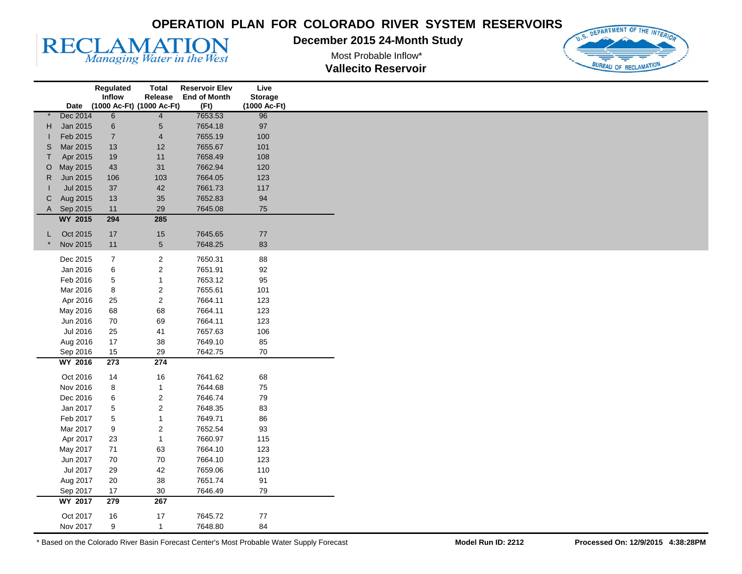# OPERATION PLAN FOR COLORADO RIVER SYSTEM RESERVOIRS

RECLAMATION
*Managing Water in the West*

## December 2015 24-Month Study

Most Probable Inflow*

## Vallecito Reservoir

| | Date | Regulated Inflow (1000 Ac-Ft) | Total Release (1000 Ac-Ft) | Reservoir Elev End of Month (Ft) | Live Storage (1000 Ac-Ft) |
|---|---|---|---|---|---|
| * | Dec 2014 | 6 | 4 | 7653.53 | 96 |
| H | Jan 2015 | 6 | 5 | 7654.18 | 97 |
| I | Feb 2015 | 7 | 4 | 7655.19 | 100 |
| S | Mar 2015 | 13 | 12 | 7655.67 | 101 |
| T | Apr 2015 | 19 | 11 | 7658.49 | 108 |
| O | May 2015 | 43 | 31 | 7662.94 | 120 |
| R | Jun 2015 | 106 | 103 | 7664.05 | 123 |
| I | Jul 2015 | 37 | 42 | 7661.73 | 117 |
| C | Aug 2015 | 13 | 35 | 7652.83 | 94 |
| A | Sep 2015 | 11 | 29 | 7645.08 | 75 |
| | **WY 2015** | **294** | **285** | | |
| L | Oct 2015 | 17 | 15 | 7645.65 | 77 |
| * | Nov 2015 | 11 | 5 | 7648.25 | 83 |
| | Dec 2015 | 7 | 2 | 7650.31 | 88 |
| | Jan 2016 | 6 | 2 | 7651.91 | 92 |
| | Feb 2016 | 5 | 1 | 7653.12 | 95 |
| | Mar 2016 | 8 | 2 | 7655.61 | 101 |
| | Apr 2016 | 25 | 2 | 7664.11 | 123 |
| | May 2016 | 68 | 68 | 7664.11 | 123 |
| | Jun 2016 | 70 | 69 | 7664.11 | 123 |
| | Jul 2016 | 25 | 41 | 7657.63 | 106 |
| | Aug 2016 | 17 | 38 | 7649.10 | 85 |
| | Sep 2016 | 15 | 29 | 7642.75 | 70 |
| | **WY 2016** | **273** | **274** | | |
| | Oct 2016 | 14 | 16 | 7641.62 | 68 |
| | Nov 2016 | 8 | 1 | 7644.68 | 75 |
| | Dec 2016 | 6 | 2 | 7646.74 | 79 |
| | Jan 2017 | 5 | 2 | 7648.35 | 83 |
| | Feb 2017 | 5 | 1 | 7649.71 | 86 |
| | Mar 2017 | 9 | 2 | 7652.54 | 93 |
| | Apr 2017 | 23 | 1 | 7660.97 | 115 |
| | May 2017 | 71 | 63 | 7664.10 | 123 |
| | Jun 2017 | 70 | 70 | 7664.10 | 123 |
| | Jul 2017 | 29 | 42 | 7659.06 | 110 |
| | Aug 2017 | 20 | 38 | 7651.74 | 91 |
| | Sep 2017 | 17 | 30 | 7646.49 | 79 |
| | **WY 2017** | **279** | **267** | | |
| | Oct 2017 | 16 | 17 | 7645.72 | 77 |
| | Nov 2017 | 9 | 1 | 7648.80 | 84 |

* Based on the Colorado River Basin Forecast Center's Most Probable Water Supply Forecast

**Model Run ID: 2212** **Processed On: 12/9/2015 4:38:28PM**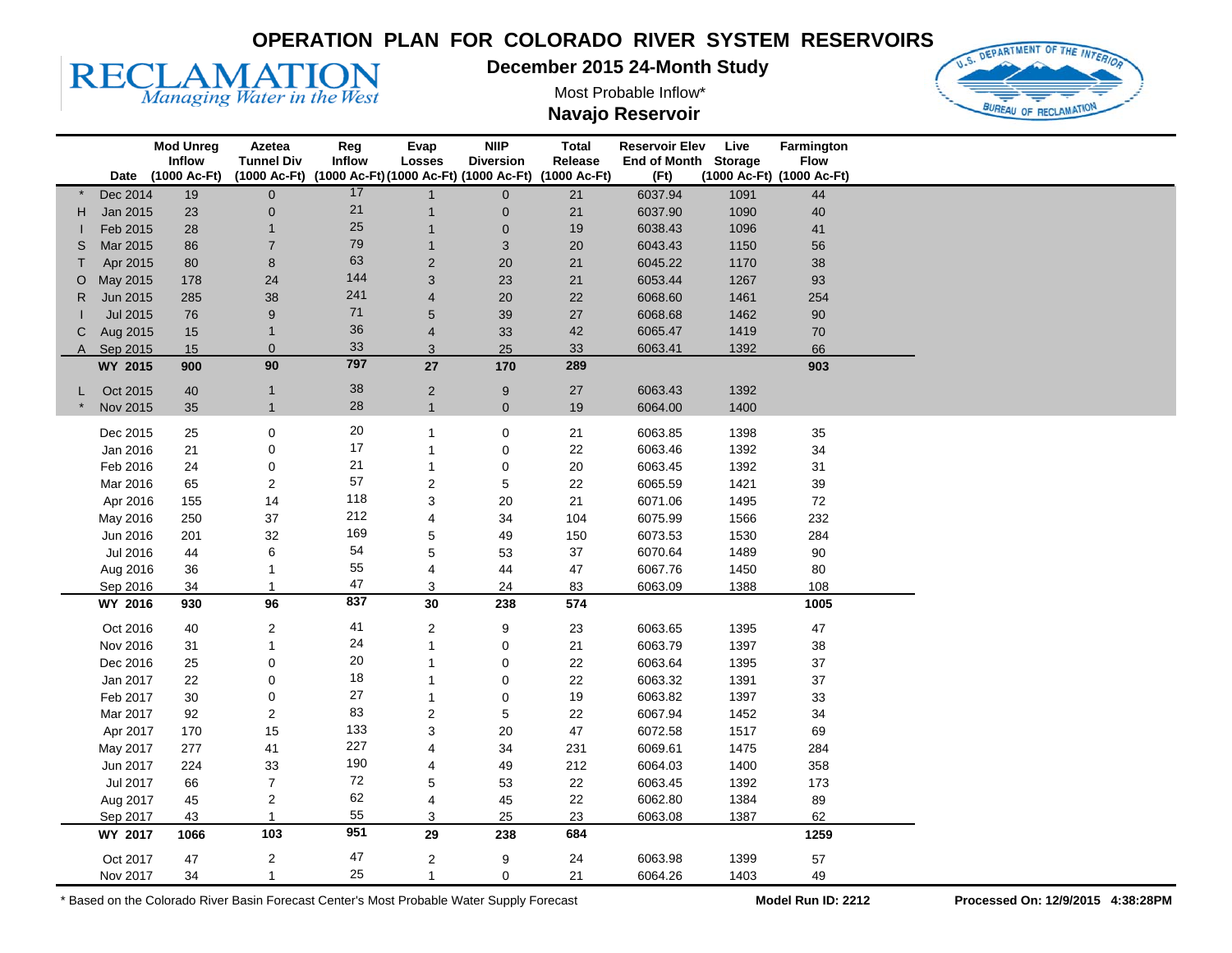# OPERATION PLAN FOR COLORADO RIVER SYSTEM RESERVOIRS

**RECLAMATION**
*Managing Water in the West*

## December 2015 24-Month Study

Most Probable Inflow*

## Navajo Reservoir

| | Date | Mod Unreg Inflow (1000 Ac-Ft) | Azetea Tunnel Div (1000 Ac-Ft) | Reg Inflow (1000 Ac-Ft) | Evap Losses (1000 Ac-Ft) | NIIP Diversion (1000 Ac-Ft) | Total Release (1000 Ac-Ft) | Reservoir Elev End of Month (Ft) | Live Storage (1000 Ac-Ft) | Farmington Flow (1000 Ac-Ft) |
|---|---|---|---|---|---|---|---|---|---|---|
| * | Dec 2014 | 19 | 0 | 17 | 1 | 0 | 21 | 6037.94 | 1091 | 44 |
| H | Jan 2015 | 23 | 0 | 21 | 1 | 0 | 21 | 6037.90 | 1090 | 40 |
| I | Feb 2015 | 28 | 1 | 25 | 1 | 0 | 19 | 6038.43 | 1096 | 41 |
| S | Mar 2015 | 86 | 7 | 79 | 1 | 3 | 20 | 6043.43 | 1150 | 56 |
| T | Apr 2015 | 80 | 8 | 63 | 2 | 20 | 21 | 6045.22 | 1170 | 38 |
| O | May 2015 | 178 | 24 | 144 | 3 | 23 | 21 | 6053.44 | 1267 | 93 |
| R | Jun 2015 | 285 | 38 | 241 | 4 | 20 | 22 | 6068.60 | 1461 | 254 |
| I | Jul 2015 | 76 | 9 | 71 | 5 | 39 | 27 | 6068.68 | 1462 | 90 |
| C | Aug 2015 | 15 | 1 | 36 | 4 | 33 | 42 | 6065.47 | 1419 | 70 |
| A | Sep 2015 | 15 | 0 | 33 | 3 | 25 | 33 | 6063.41 | 1392 | 66 |
| | **WY 2015** | **900** | **90** | **797** | **27** | **170** | **289** | | | **903** |
| L | Oct 2015 | 40 | 1 | 38 | 2 | 9 | 27 | 6063.43 | 1392 | |
| * | Nov 2015 | 35 | 1 | 28 | 1 | 0 | 19 | 6064.00 | 1400 | |
| | Dec 2015 | 25 | 0 | 20 | 1 | 0 | 21 | 6063.85 | 1398 | 35 |
| | Jan 2016 | 21 | 0 | 17 | 1 | 0 | 22 | 6063.46 | 1392 | 34 |
| | Feb 2016 | 24 | 0 | 21 | 1 | 0 | 20 | 6063.45 | 1392 | 31 |
| | Mar 2016 | 65 | 2 | 57 | 2 | 5 | 22 | 6065.59 | 1421 | 39 |
| | Apr 2016 | 155 | 14 | 118 | 3 | 20 | 21 | 6071.06 | 1495 | 72 |
| | May 2016 | 250 | 37 | 212 | 4 | 34 | 104 | 6075.99 | 1566 | 232 |
| | Jun 2016 | 201 | 32 | 169 | 5 | 49 | 150 | 6073.53 | 1530 | 284 |
| | Jul 2016 | 44 | 6 | 54 | 5 | 53 | 37 | 6070.64 | 1489 | 90 |
| | Aug 2016 | 36 | 1 | 55 | 4 | 44 | 47 | 6067.76 | 1450 | 80 |
| | Sep 2016 | 34 | 1 | 47 | 3 | 24 | 83 | 6063.09 | 1388 | 108 |
| | **WY 2016** | **930** | **96** | **837** | **30** | **238** | **574** | | | **1005** |
| | Oct 2016 | 40 | 2 | 41 | 2 | 9 | 23 | 6063.65 | 1395 | 47 |
| | Nov 2016 | 31 | 1 | 24 | 1 | 0 | 21 | 6063.79 | 1397 | 38 |
| | Dec 2016 | 25 | 0 | 20 | 1 | 0 | 22 | 6063.64 | 1395 | 37 |
| | Jan 2017 | 22 | 0 | 18 | 1 | 0 | 22 | 6063.32 | 1391 | 37 |
| | Feb 2017 | 30 | 0 | 27 | 1 | 0 | 19 | 6063.82 | 1397 | 33 |
| | Mar 2017 | 92 | 2 | 83 | 2 | 5 | 22 | 6067.94 | 1452 | 34 |
| | Apr 2017 | 170 | 15 | 133 | 3 | 20 | 47 | 6072.58 | 1517 | 69 |
| | May 2017 | 277 | 41 | 227 | 4 | 34 | 231 | 6069.61 | 1475 | 284 |
| | Jun 2017 | 224 | 33 | 190 | 4 | 49 | 212 | 6064.03 | 1400 | 358 |
| | Jul 2017 | 66 | 7 | 72 | 5 | 53 | 22 | 6063.45 | 1392 | 173 |
| | Aug 2017 | 45 | 2 | 62 | 4 | 45 | 22 | 6062.80 | 1384 | 89 |
| | Sep 2017 | 43 | 1 | 55 | 3 | 25 | 23 | 6063.08 | 1387 | 62 |
| | **WY 2017** | **1066** | **103** | **951** | **29** | **238** | **684** | | | **1259** |
| | Oct 2017 | 47 | 2 | 47 | 2 | 9 | 24 | 6063.98 | 1399 | 57 |
| | Nov 2017 | 34 | 1 | 25 | 1 | 0 | 21 | 6064.26 | 1403 | 49 |

\* Based on the Colorado River Basin Forecast Center's Most Probable Water Supply Forecast

**Model Run ID: 2212**

**Processed On: 12/9/2015 4:38:28PM**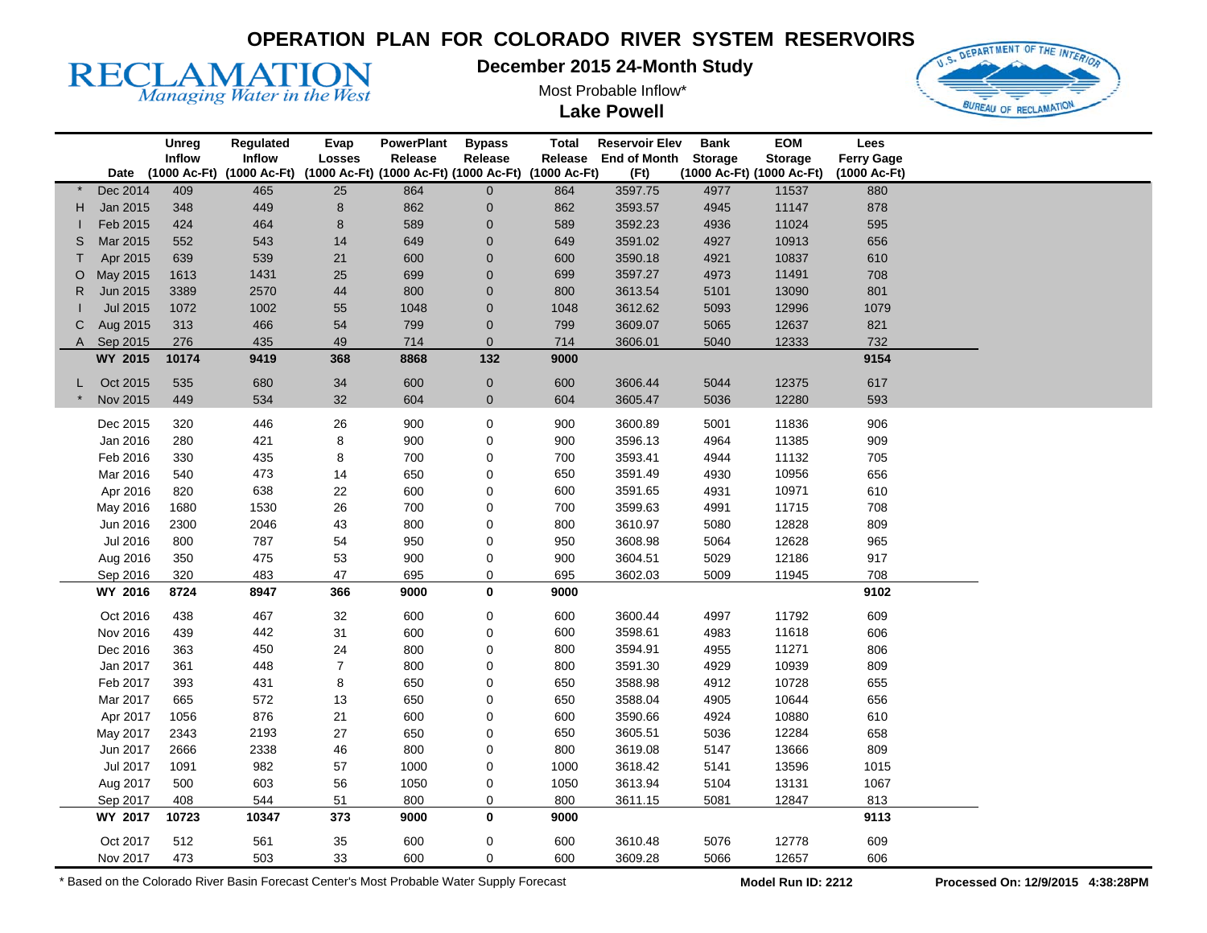# OPERATION PLAN FOR COLORADO RIVER SYSTEM RESERVOIRS

RECLAMATION
*Managing Water in the West*

**December 2015 24-Month Study**

Most Probable Inflow*

**Lake Powell**

| | Date | Unreg Inflow (1000 Ac-Ft) | Regulated Inflow (1000 Ac-Ft) | Evap Losses (1000 Ac-Ft) | PowerPlant Release (1000 Ac-Ft) | Bypass Release (1000 Ac-Ft) | Total Release (1000 Ac-Ft) | Reservoir Elev End of Month (Ft) | Bank Storage (1000 Ac-Ft) | EOM Storage (1000 Ac-Ft) | Lees Ferry Gage (1000 Ac-Ft) |
|---|---|---|---|---|---|---|---|---|---|---|---|
| * | Dec 2014 | 409 | 465 | 25 | 864 | 0 | 864 | 3597.75 | 4977 | 11537 | 880 |
| H | Jan 2015 | 348 | 449 | 8 | 862 | 0 | 862 | 3593.57 | 4945 | 11147 | 878 |
| I | Feb 2015 | 424 | 464 | 8 | 589 | 0 | 589 | 3592.23 | 4936 | 11024 | 595 |
| S | Mar 2015 | 552 | 543 | 14 | 649 | 0 | 649 | 3591.02 | 4927 | 10913 | 656 |
| T | Apr 2015 | 639 | 539 | 21 | 600 | 0 | 600 | 3590.18 | 4921 | 10837 | 610 |
| O | May 2015 | 1613 | 1431 | 25 | 699 | 0 | 699 | 3597.27 | 4973 | 11491 | 708 |
| R | Jun 2015 | 3389 | 2570 | 44 | 800 | 0 | 800 | 3613.54 | 5101 | 13090 | 801 |
| I | Jul 2015 | 1072 | 1002 | 55 | 1048 | 0 | 1048 | 3612.62 | 5093 | 12996 | 1079 |
| C | Aug 2015 | 313 | 466 | 54 | 799 | 0 | 799 | 3609.07 | 5065 | 12637 | 821 |
| A | Sep 2015 | 276 | 435 | 49 | 714 | 0 | 714 | 3606.01 | 5040 | 12333 | 732 |
| | **WY 2015** | **10174** | **9419** | **368** | **8868** | **132** | **9000** | | | | **9154** |
| L | Oct 2015 | 535 | 680 | 34 | 600 | 0 | 600 | 3606.44 | 5044 | 12375 | 617 |
| * | Nov 2015 | 449 | 534 | 32 | 604 | 0 | 604 | 3605.47 | 5036 | 12280 | 593 |
| | Dec 2015 | 320 | 446 | 26 | 900 | 0 | 900 | 3600.89 | 5001 | 11836 | 906 |
| | Jan 2016 | 280 | 421 | 8 | 900 | 0 | 900 | 3596.13 | 4964 | 11385 | 909 |
| | Feb 2016 | 330 | 435 | 8 | 700 | 0 | 700 | 3593.41 | 4944 | 11132 | 705 |
| | Mar 2016 | 540 | 473 | 14 | 650 | 0 | 650 | 3591.49 | 4930 | 10956 | 656 |
| | Apr 2016 | 820 | 638 | 22 | 600 | 0 | 600 | 3591.65 | 4931 | 10971 | 610 |
| | May 2016 | 1680 | 1530 | 26 | 700 | 0 | 700 | 3599.63 | 4991 | 11715 | 708 |
| | Jun 2016 | 2300 | 2046 | 43 | 800 | 0 | 800 | 3610.97 | 5080 | 12828 | 809 |
| | Jul 2016 | 800 | 787 | 54 | 950 | 0 | 950 | 3608.98 | 5064 | 12628 | 965 |
| | Aug 2016 | 350 | 475 | 53 | 900 | 0 | 900 | 3604.51 | 5029 | 12186 | 917 |
| | Sep 2016 | 320 | 483 | 47 | 695 | 0 | 695 | 3602.03 | 5009 | 11945 | 708 |
| | **WY 2016** | **8724** | **8947** | **366** | **9000** | **0** | **9000** | | | | **9102** |
| | Oct 2016 | 438 | 467 | 32 | 600 | 0 | 600 | 3600.44 | 4997 | 11792 | 609 |
| | Nov 2016 | 439 | 442 | 31 | 600 | 0 | 600 | 3598.61 | 4983 | 11618 | 606 |
| | Dec 2016 | 363 | 450 | 24 | 800 | 0 | 800 | 3594.91 | 4955 | 11271 | 806 |
| | Jan 2017 | 361 | 448 | 7 | 800 | 0 | 800 | 3591.30 | 4929 | 10939 | 809 |
| | Feb 2017 | 393 | 431 | 8 | 650 | 0 | 650 | 3588.98 | 4912 | 10728 | 655 |
| | Mar 2017 | 665 | 572 | 13 | 650 | 0 | 650 | 3588.04 | 4905 | 10644 | 656 |
| | Apr 2017 | 1056 | 876 | 21 | 600 | 0 | 600 | 3590.66 | 4924 | 10880 | 610 |
| | May 2017 | 2343 | 2193 | 27 | 650 | 0 | 650 | 3605.51 | 5036 | 12284 | 658 |
| | Jun 2017 | 2666 | 2338 | 46 | 800 | 0 | 800 | 3619.08 | 5147 | 13666 | 809 |
| | Jul 2017 | 1091 | 982 | 57 | 1000 | 0 | 1000 | 3618.42 | 5141 | 13596 | 1015 |
| | Aug 2017 | 500 | 603 | 56 | 1050 | 0 | 1050 | 3613.94 | 5104 | 13131 | 1067 |
| | Sep 2017 | 408 | 544 | 51 | 800 | 0 | 800 | 3611.15 | 5081 | 12847 | 813 |
| | **WY 2017** | **10723** | **10347** | **373** | **9000** | **0** | **9000** | | | | **9113** |
| | Oct 2017 | 512 | 561 | 35 | 600 | 0 | 600 | 3610.48 | 5076 | 12778 | 609 |
| | Nov 2017 | 473 | 503 | 33 | 600 | 0 | 600 | 3609.28 | 5066 | 12657 | 606 |

\* Based on the Colorado River Basin Forecast Center's Most Probable Water Supply Forecast

**Model Run ID: 2212**

**Processed On: 12/9/2015 4:38:28PM**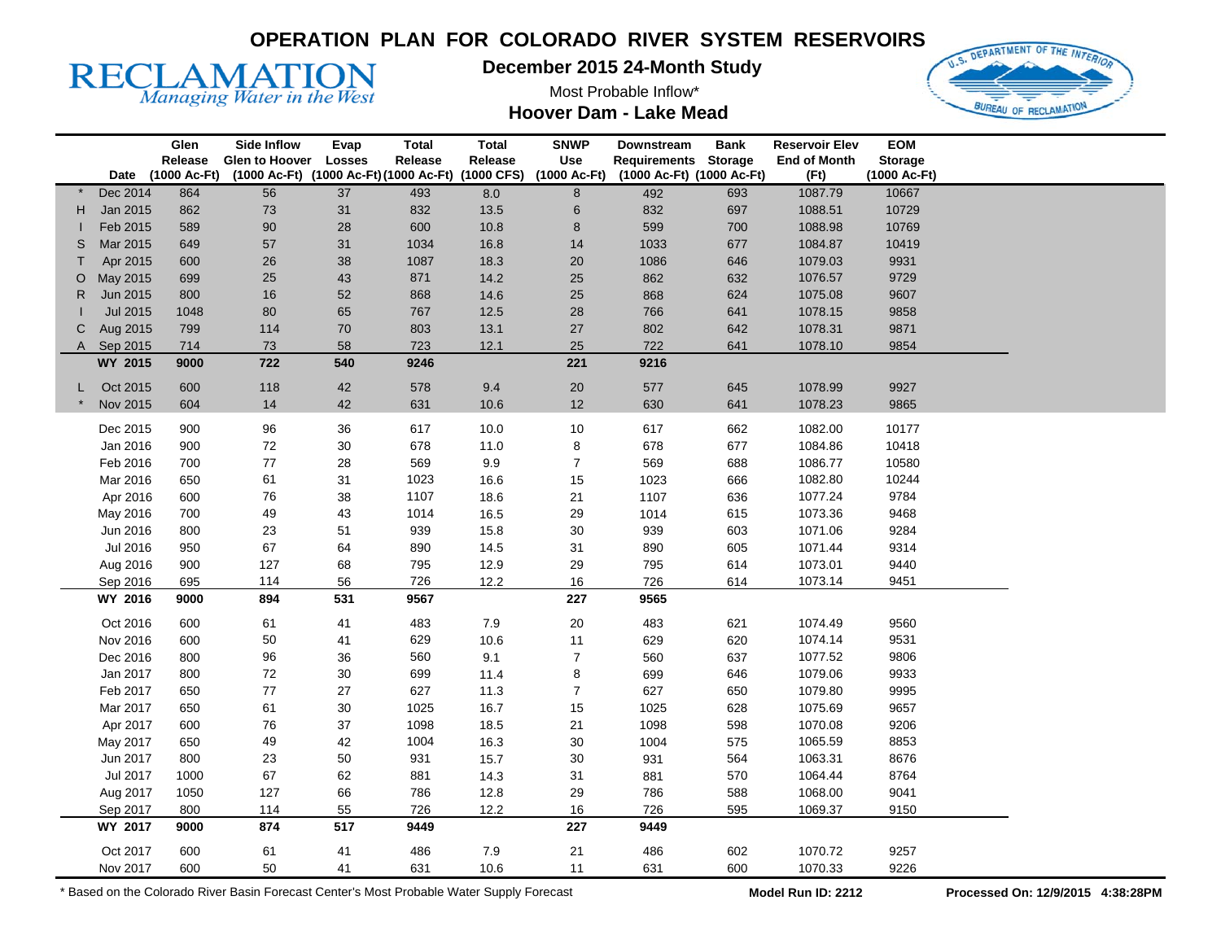# OPERATION PLAN FOR COLORADO RIVER SYSTEM RESERVOIRS

**RECLAMATION**
*Managing Water in the West*

## December 2015 24-Month Study

Most Probable Inflow*

### Hoover Dam - Lake Mead

| | Date | Glen Release (1000 Ac-Ft) | Side Inflow Glen to Hoover (1000 Ac-Ft) | Evap Losses (1000 Ac-Ft) | Total Release (1000 Ac-Ft) | Total Release (1000 CFS) | SNWP Use (1000 Ac-Ft) | Downstream Requirements (1000 Ac-Ft) | Bank Storage (1000 Ac-Ft) | Reservoir Elev End of Month (Ft) | EOM Storage (1000 Ac-Ft) |
|---|---|---|---|---|---|---|---|---|---|---|---|
| * | Dec 2014 | 864 | 56 | 37 | 493 | 8.0 | 8 | 492 | 693 | 1087.79 | 10667 |
| H | Jan 2015 | 862 | 73 | 31 | 832 | 13.5 | 6 | 832 | 697 | 1088.51 | 10729 |
| I | Feb 2015 | 589 | 90 | 28 | 600 | 10.8 | 8 | 599 | 700 | 1088.98 | 10769 |
| S | Mar 2015 | 649 | 57 | 31 | 1034 | 16.8 | 14 | 1033 | 677 | 1084.87 | 10419 |
| T | Apr 2015 | 600 | 26 | 38 | 1087 | 18.3 | 20 | 1086 | 646 | 1079.03 | 9931 |
| O | May 2015 | 699 | 25 | 43 | 871 | 14.2 | 25 | 862 | 632 | 1076.57 | 9729 |
| R | Jun 2015 | 800 | 16 | 52 | 868 | 14.6 | 25 | 868 | 624 | 1075.08 | 9607 |
| I | Jul 2015 | 1048 | 80 | 65 | 767 | 12.5 | 28 | 766 | 641 | 1078.15 | 9858 |
| C | Aug 2015 | 799 | 114 | 70 | 803 | 13.1 | 27 | 802 | 642 | 1078.31 | 9871 |
| A | Sep 2015 | 714 | 73 | 58 | 723 | 12.1 | 25 | 722 | 641 | 1078.10 | 9854 |
| | **WY 2015** | **9000** | **722** | **540** | **9246** | | **221** | **9216** | | | |
| L | Oct 2015 | 600 | 118 | 42 | 578 | 9.4 | 20 | 577 | 645 | 1078.99 | 9927 |
| * | Nov 2015 | 604 | 14 | 42 | 631 | 10.6 | 12 | 630 | 641 | 1078.23 | 9865 |
| | Dec 2015 | 900 | 96 | 36 | 617 | 10.0 | 10 | 617 | 662 | 1082.00 | 10177 |
| | Jan 2016 | 900 | 72 | 30 | 678 | 11.0 | 8 | 678 | 677 | 1084.86 | 10418 |
| | Feb 2016 | 700 | 77 | 28 | 569 | 9.9 | 7 | 569 | 688 | 1086.77 | 10580 |
| | Mar 2016 | 650 | 61 | 31 | 1023 | 16.6 | 15 | 1023 | 666 | 1082.80 | 10244 |
| | Apr 2016 | 600 | 76 | 38 | 1107 | 18.6 | 21 | 1107 | 636 | 1077.24 | 9784 |
| | May 2016 | 700 | 49 | 43 | 1014 | 16.5 | 29 | 1014 | 615 | 1073.36 | 9468 |
| | Jun 2016 | 800 | 23 | 51 | 939 | 15.8 | 30 | 939 | 603 | 1071.06 | 9284 |
| | Jul 2016 | 950 | 67 | 64 | 890 | 14.5 | 31 | 890 | 605 | 1071.44 | 9314 |
| | Aug 2016 | 900 | 127 | 68 | 795 | 12.9 | 29 | 795 | 614 | 1073.01 | 9440 |
| | Sep 2016 | 695 | 114 | 56 | 726 | 12.2 | 16 | 726 | 614 | 1073.14 | 9451 |
| | **WY 2016** | **9000** | **894** | **531** | **9567** | | **227** | **9565** | | | |
| | Oct 2016 | 600 | 61 | 41 | 483 | 7.9 | 20 | 483 | 621 | 1074.49 | 9560 |
| | Nov 2016 | 600 | 50 | 41 | 629 | 10.6 | 11 | 629 | 620 | 1074.14 | 9531 |
| | Dec 2016 | 800 | 96 | 36 | 560 | 9.1 | 7 | 560 | 637 | 1077.52 | 9806 |
| | Jan 2017 | 800 | 72 | 30 | 699 | 11.4 | 8 | 699 | 646 | 1079.06 | 9933 |
| | Feb 2017 | 650 | 77 | 27 | 627 | 11.3 | 7 | 627 | 650 | 1079.80 | 9995 |
| | Mar 2017 | 650 | 61 | 30 | 1025 | 16.7 | 15 | 1025 | 628 | 1075.69 | 9657 |
| | Apr 2017 | 600 | 76 | 37 | 1098 | 18.5 | 21 | 1098 | 598 | 1070.08 | 9206 |
| | May 2017 | 650 | 49 | 42 | 1004 | 16.3 | 30 | 1004 | 575 | 1065.59 | 8853 |
| | Jun 2017 | 800 | 23 | 50 | 931 | 15.7 | 30 | 931 | 564 | 1063.31 | 8676 |
| | Jul 2017 | 1000 | 67 | 62 | 881 | 14.3 | 31 | 881 | 570 | 1064.44 | 8764 |
| | Aug 2017 | 1050 | 127 | 66 | 786 | 12.8 | 29 | 786 | 588 | 1068.00 | 9041 |
| | Sep 2017 | 800 | 114 | 55 | 726 | 12.2 | 16 | 726 | 595 | 1069.37 | 9150 |
| | **WY 2017** | **9000** | **874** | **517** | **9449** | | **227** | **9449** | | | |
| | Oct 2017 | 600 | 61 | 41 | 486 | 7.9 | 21 | 486 | 602 | 1070.72 | 9257 |
| | Nov 2017 | 600 | 50 | 41 | 631 | 10.6 | 11 | 631 | 600 | 1070.33 | 9226 |

* Based on the Colorado River Basin Forecast Center's Most Probable Water Supply Forecast

**Model Run ID: 2212** **Processed On: 12/9/2015 4:38:28PM**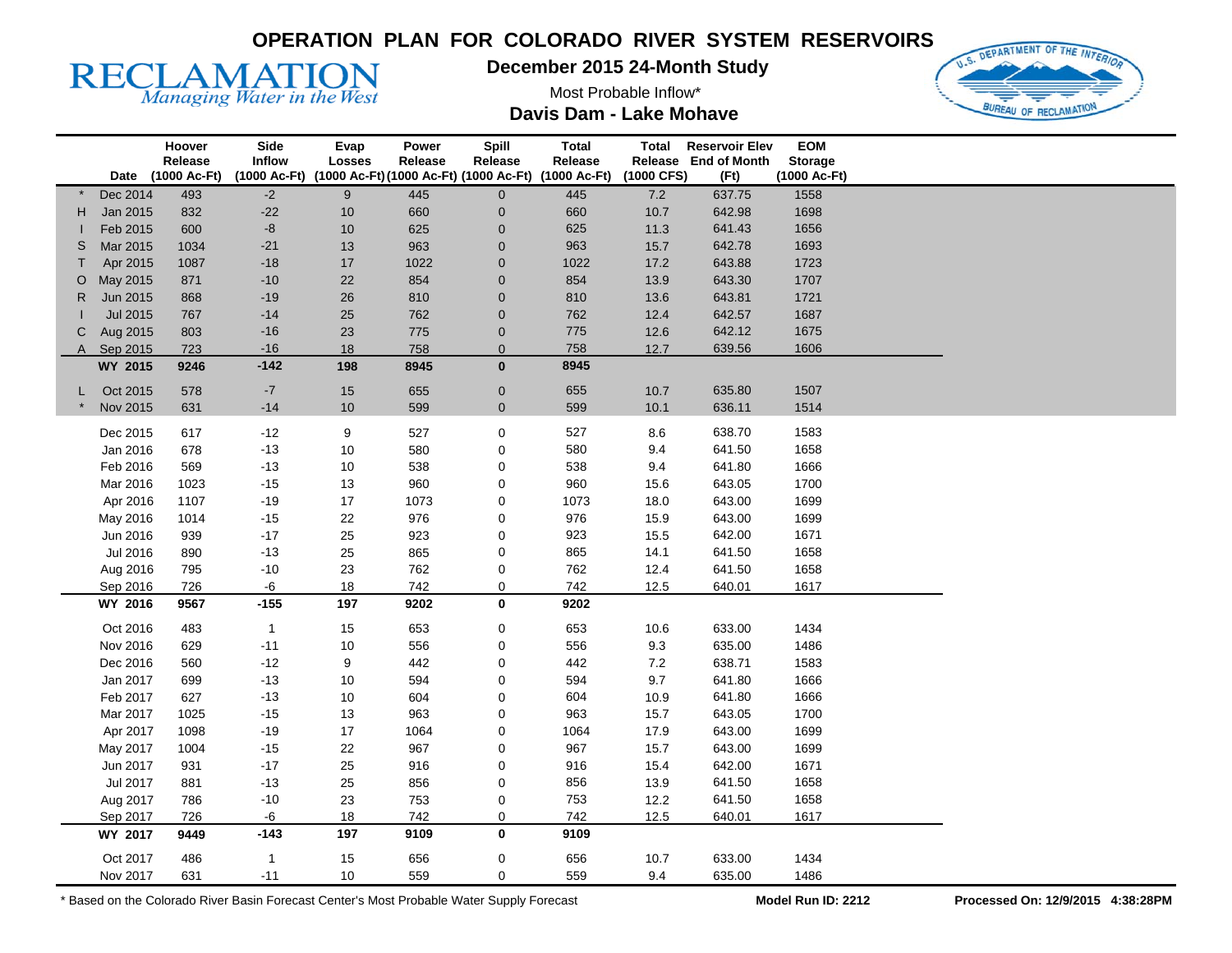# OPERATION PLAN FOR COLORADO RIVER SYSTEM RESERVOIRS

RECLAMATION
*Managing Water in the West*

## December 2015 24-Month Study

Most Probable Inflow*

## Davis Dam - Lake Mohave

| | Date | Hoover Release (1000 Ac-Ft) | Side Inflow (1000 Ac-Ft) | Evap Losses (1000 Ac-Ft) | Power Release (1000 Ac-Ft) | Spill Release (1000 Ac-Ft) | Total Release (1000 Ac-Ft) | Total Release (1000 CFS) | Reservoir Elev End of Month (Ft) | EOM Storage (1000 Ac-Ft) |
|---|---|---|---|---|---|---|---|---|---|---|
| * | Dec 2014 | 493 | -2 | 9 | 445 | 0 | 445 | 7.2 | 637.75 | 1558 |
| H | Jan 2015 | 832 | -22 | 10 | 660 | 0 | 660 | 10.7 | 642.98 | 1698 |
| I | Feb 2015 | 600 | -8 | 10 | 625 | 0 | 625 | 11.3 | 641.43 | 1656 |
| S | Mar 2015 | 1034 | -21 | 13 | 963 | 0 | 963 | 15.7 | 642.78 | 1693 |
| T | Apr 2015 | 1087 | -18 | 17 | 1022 | 0 | 1022 | 17.2 | 643.88 | 1723 |
| O | May 2015 | 871 | -10 | 22 | 854 | 0 | 854 | 13.9 | 643.30 | 1707 |
| R | Jun 2015 | 868 | -19 | 26 | 810 | 0 | 810 | 13.6 | 643.81 | 1721 |
| I | Jul 2015 | 767 | -14 | 25 | 762 | 0 | 762 | 12.4 | 642.57 | 1687 |
| C | Aug 2015 | 803 | -16 | 23 | 775 | 0 | 775 | 12.6 | 642.12 | 1675 |
| A | Sep 2015 | 723 | -16 | 18 | 758 | 0 | 758 | 12.7 | 639.56 | 1606 |
| | **WY 2015** | **9246** | **-142** | **198** | **8945** | **0** | **8945** | | | |
| L | Oct 2015 | 578 | -7 | 15 | 655 | 0 | 655 | 10.7 | 635.80 | 1507 |
| * | Nov 2015 | 631 | -14 | 10 | 599 | 0 | 599 | 10.1 | 636.11 | 1514 |
| | Dec 2015 | 617 | -12 | 9 | 527 | 0 | 527 | 8.6 | 638.70 | 1583 |
| | Jan 2016 | 678 | -13 | 10 | 580 | 0 | 580 | 9.4 | 641.50 | 1658 |
| | Feb 2016 | 569 | -13 | 10 | 538 | 0 | 538 | 9.4 | 641.80 | 1666 |
| | Mar 2016 | 1023 | -15 | 13 | 960 | 0 | 960 | 15.6 | 643.05 | 1700 |
| | Apr 2016 | 1107 | -19 | 17 | 1073 | 0 | 1073 | 18.0 | 643.00 | 1699 |
| | May 2016 | 1014 | -15 | 22 | 976 | 0 | 976 | 15.9 | 643.00 | 1699 |
| | Jun 2016 | 939 | -17 | 25 | 923 | 0 | 923 | 15.5 | 642.00 | 1671 |
| | Jul 2016 | 890 | -13 | 25 | 865 | 0 | 865 | 14.1 | 641.50 | 1658 |
| | Aug 2016 | 795 | -10 | 23 | 762 | 0 | 762 | 12.4 | 641.50 | 1658 |
| | Sep 2016 | 726 | -6 | 18 | 742 | 0 | 742 | 12.5 | 640.01 | 1617 |
| | **WY 2016** | **9567** | **-155** | **197** | **9202** | **0** | **9202** | | | |
| | Oct 2016 | 483 | 1 | 15 | 653 | 0 | 653 | 10.6 | 633.00 | 1434 |
| | Nov 2016 | 629 | -11 | 10 | 556 | 0 | 556 | 9.3 | 635.00 | 1486 |
| | Dec 2016 | 560 | -12 | 9 | 442 | 0 | 442 | 7.2 | 638.71 | 1583 |
| | Jan 2017 | 699 | -13 | 10 | 594 | 0 | 594 | 9.7 | 641.80 | 1666 |
| | Feb 2017 | 627 | -13 | 10 | 604 | 0 | 604 | 10.9 | 641.80 | 1666 |
| | Mar 2017 | 1025 | -15 | 13 | 963 | 0 | 963 | 15.7 | 643.05 | 1700 |
| | Apr 2017 | 1098 | -19 | 17 | 1064 | 0 | 1064 | 17.9 | 643.00 | 1699 |
| | May 2017 | 1004 | -15 | 22 | 967 | 0 | 967 | 15.7 | 643.00 | 1699 |
| | Jun 2017 | 931 | -17 | 25 | 916 | 0 | 916 | 15.4 | 642.00 | 1671 |
| | Jul 2017 | 881 | -13 | 25 | 856 | 0 | 856 | 13.9 | 641.50 | 1658 |
| | Aug 2017 | 786 | -10 | 23 | 753 | 0 | 753 | 12.2 | 641.50 | 1658 |
| | Sep 2017 | 726 | -6 | 18 | 742 | 0 | 742 | 12.5 | 640.01 | 1617 |
| | **WY 2017** | **9449** | **-143** | **197** | **9109** | **0** | **9109** | | | |
| | Oct 2017 | 486 | 1 | 15 | 656 | 0 | 656 | 10.7 | 633.00 | 1434 |
| | Nov 2017 | 631 | -11 | 10 | 559 | 0 | 559 | 9.4 | 635.00 | 1486 |

\* Based on the Colorado River Basin Forecast Center's Most Probable Water Supply Forecast

**Model Run ID: 2212** **Processed On: 12/9/2015 4:38:28PM**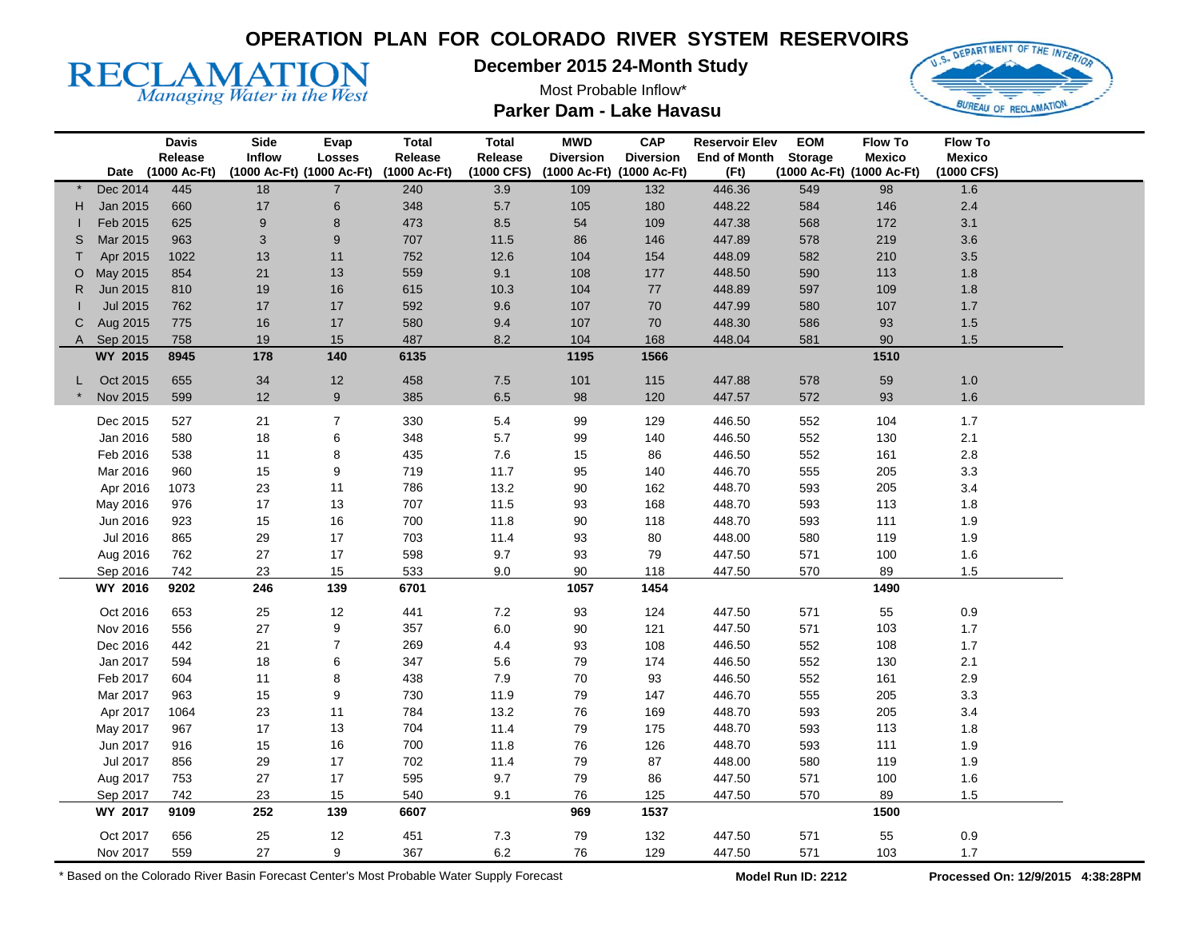# OPERATION PLAN FOR COLORADO RIVER SYSTEM RESERVOIRS

RECLAMATION
*Managing Water in the West*

## December 2015 24-Month Study

Most Probable Inflow*

## Parker Dam - Lake Havasu

| | Date | Davis Release (1000 Ac-Ft) | Side Inflow (1000 Ac-Ft) | Evap Losses (1000 Ac-Ft) | Total Release (1000 Ac-Ft) | Total Release (1000 CFS) | MWD Diversion (1000 Ac-Ft) | CAP Diversion (1000 Ac-Ft) | Reservoir Elev End of Month (Ft) | EOM Storage (1000 Ac-Ft) | Flow To Mexico (1000 Ac-Ft) | Flow To Mexico (1000 CFS) |
|---|---|---|---|---|---|---|---|---|---|---|---|---|
| * | Dec 2014 | 445 | 18 | 7 | 240 | 3.9 | 109 | 132 | 446.36 | 549 | 98 | 1.6 |
| H | Jan 2015 | 660 | 17 | 6 | 348 | 5.7 | 105 | 180 | 448.22 | 584 | 146 | 2.4 |
| I | Feb 2015 | 625 | 9 | 8 | 473 | 8.5 | 54 | 109 | 447.38 | 568 | 172 | 3.1 |
| S | Mar 2015 | 963 | 3 | 9 | 707 | 11.5 | 86 | 146 | 447.89 | 578 | 219 | 3.6 |
| T | Apr 2015 | 1022 | 13 | 11 | 752 | 12.6 | 104 | 154 | 448.09 | 582 | 210 | 3.5 |
| O | May 2015 | 854 | 21 | 13 | 559 | 9.1 | 108 | 177 | 448.50 | 590 | 113 | 1.8 |
| R | Jun 2015 | 810 | 19 | 16 | 615 | 10.3 | 104 | 77 | 448.89 | 597 | 109 | 1.8 |
| I | Jul 2015 | 762 | 17 | 17 | 592 | 9.6 | 107 | 70 | 447.99 | 580 | 107 | 1.7 |
| C | Aug 2015 | 775 | 16 | 17 | 580 | 9.4 | 107 | 70 | 448.30 | 586 | 93 | 1.5 |
| A | Sep 2015 | 758 | 19 | 15 | 487 | 8.2 | 104 | 168 | 448.04 | 581 | 90 | 1.5 |
| | **WY 2015** | **8945** | **178** | **140** | **6135** | | **1195** | **1566** | | | **1510** | |
| L | Oct 2015 | 655 | 34 | 12 | 458 | 7.5 | 101 | 115 | 447.88 | 578 | 59 | 1.0 |
| * | Nov 2015 | 599 | 12 | 9 | 385 | 6.5 | 98 | 120 | 447.57 | 572 | 93 | 1.6 |
| | Dec 2015 | 527 | 21 | 7 | 330 | 5.4 | 99 | 129 | 446.50 | 552 | 104 | 1.7 |
| | Jan 2016 | 580 | 18 | 6 | 348 | 5.7 | 99 | 140 | 446.50 | 552 | 130 | 2.1 |
| | Feb 2016 | 538 | 11 | 8 | 435 | 7.6 | 15 | 86 | 446.50 | 552 | 161 | 2.8 |
| | Mar 2016 | 960 | 15 | 9 | 719 | 11.7 | 95 | 140 | 446.70 | 555 | 205 | 3.3 |
| | Apr 2016 | 1073 | 23 | 11 | 786 | 13.2 | 90 | 162 | 448.70 | 593 | 205 | 3.4 |
| | May 2016 | 976 | 17 | 13 | 707 | 11.5 | 93 | 168 | 448.70 | 593 | 113 | 1.8 |
| | Jun 2016 | 923 | 15 | 16 | 700 | 11.8 | 90 | 118 | 448.70 | 593 | 111 | 1.9 |
| | Jul 2016 | 865 | 29 | 17 | 703 | 11.4 | 93 | 80 | 448.00 | 580 | 119 | 1.9 |
| | Aug 2016 | 762 | 27 | 17 | 598 | 9.7 | 93 | 79 | 447.50 | 571 | 100 | 1.6 |
| | Sep 2016 | 742 | 23 | 15 | 533 | 9.0 | 90 | 118 | 447.50 | 570 | 89 | 1.5 |
| | **WY 2016** | **9202** | **246** | **139** | **6701** | | **1057** | **1454** | | | **1490** | |
| | Oct 2016 | 653 | 25 | 12 | 441 | 7.2 | 93 | 124 | 447.50 | 571 | 55 | 0.9 |
| | Nov 2016 | 556 | 27 | 9 | 357 | 6.0 | 90 | 121 | 447.50 | 571 | 103 | 1.7 |
| | Dec 2016 | 442 | 21 | 7 | 269 | 4.4 | 93 | 108 | 446.50 | 552 | 108 | 1.7 |
| | Jan 2017 | 594 | 18 | 6 | 347 | 5.6 | 79 | 174 | 446.50 | 552 | 130 | 2.1 |
| | Feb 2017 | 604 | 11 | 8 | 438 | 7.9 | 70 | 93 | 446.50 | 552 | 161 | 2.9 |
| | Mar 2017 | 963 | 15 | 9 | 730 | 11.9 | 79 | 147 | 446.70 | 555 | 205 | 3.3 |
| | Apr 2017 | 1064 | 23 | 11 | 784 | 13.2 | 76 | 169 | 448.70 | 593 | 205 | 3.4 |
| | May 2017 | 967 | 17 | 13 | 704 | 11.4 | 79 | 175 | 448.70 | 593 | 113 | 1.8 |
| | Jun 2017 | 916 | 15 | 16 | 700 | 11.8 | 76 | 126 | 448.70 | 593 | 111 | 1.9 |
| | Jul 2017 | 856 | 29 | 17 | 702 | 11.4 | 79 | 87 | 448.00 | 580 | 119 | 1.9 |
| | Aug 2017 | 753 | 27 | 17 | 595 | 9.7 | 79 | 86 | 447.50 | 571 | 100 | 1.6 |
| | Sep 2017 | 742 | 23 | 15 | 540 | 9.1 | 76 | 125 | 447.50 | 570 | 89 | 1.5 |
| | **WY 2017** | **9109** | **252** | **139** | **6607** | | **969** | **1537** | | | **1500** | |
| | Oct 2017 | 656 | 25 | 12 | 451 | 7.3 | 79 | 132 | 447.50 | 571 | 55 | 0.9 |
| | Nov 2017 | 559 | 27 | 9 | 367 | 6.2 | 76 | 129 | 447.50 | 571 | 103 | 1.7 |

* Based on the Colorado River Basin Forecast Center's Most Probable Water Supply Forecast

**Model Run ID: 2212**

**Processed On: 12/9/2015 4:38:28PM**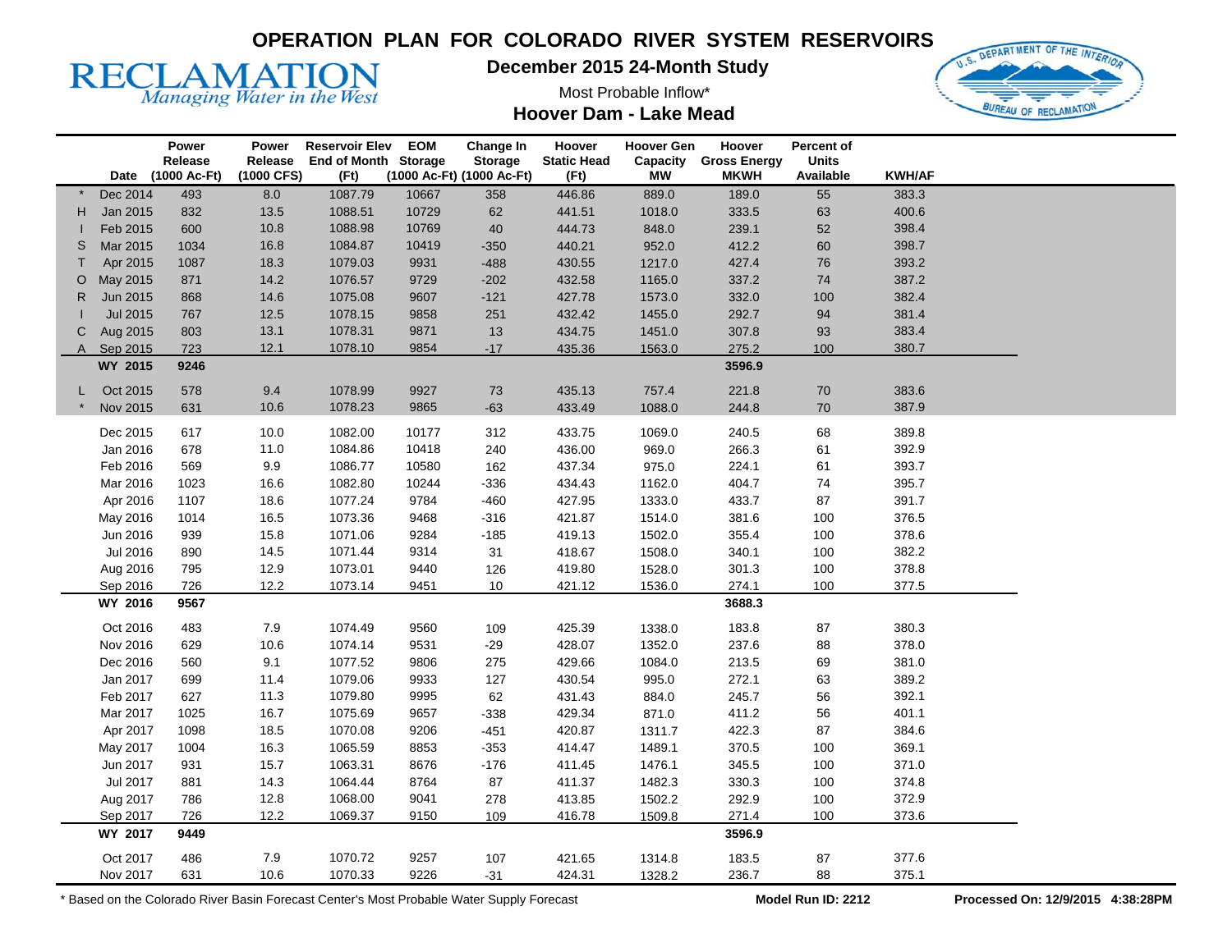# OPERATION PLAN FOR COLORADO RIVER SYSTEM RESERVOIRS

RECLAMATION
*Managing Water in the West*

## December 2015 24-Month Study

Most Probable Inflow*

### Hoover Dam - Lake Mead

| | Date | Power Release (1000 Ac-Ft) | Power Release (1000 CFS) | Reservoir Elev End of Month (Ft) | EOM Storage (1000 Ac-Ft) | Change In Storage (1000 Ac-Ft) | Hoover Static Head (Ft) | Hoover Gen Capacity MW | Hoover Gross Energy MKWH | Percent of Units Available | KWH/AF |
|---|---|---|---|---|---|---|---|---|---|---|---|
| * | Dec 2014 | 493 | 8.0 | 1087.79 | 10667 | 358 | 446.86 | 889.0 | 189.0 | 55 | 383.3 |
| H | Jan 2015 | 832 | 13.5 | 1088.51 | 10729 | 62 | 441.51 | 1018.0 | 333.5 | 63 | 400.6 |
| I | Feb 2015 | 600 | 10.8 | 1088.98 | 10769 | 40 | 444.73 | 848.0 | 239.1 | 52 | 398.4 |
| S | Mar 2015 | 1034 | 16.8 | 1084.87 | 10419 | -350 | 440.21 | 952.0 | 412.2 | 60 | 398.7 |
| T | Apr 2015 | 1087 | 18.3 | 1079.03 | 9931 | -488 | 430.55 | 1217.0 | 427.4 | 76 | 393.2 |
| O | May 2015 | 871 | 14.2 | 1076.57 | 9729 | -202 | 432.58 | 1165.0 | 337.2 | 74 | 387.2 |
| R | Jun 2015 | 868 | 14.6 | 1075.08 | 9607 | -121 | 427.78 | 1573.0 | 332.0 | 100 | 382.4 |
| I | Jul 2015 | 767 | 12.5 | 1078.15 | 9858 | 251 | 432.42 | 1455.0 | 292.7 | 94 | 381.4 |
| C | Aug 2015 | 803 | 13.1 | 1078.31 | 9871 | 13 | 434.75 | 1451.0 | 307.8 | 93 | 383.4 |
| A | Sep 2015 | 723 | 12.1 | 1078.10 | 9854 | -17 | 435.36 | 1563.0 | 275.2 | 100 | 380.7 |
| | **WY 2015** | **9246** | | | | | | | **3596.9** | | |
| L | Oct 2015 | 578 | 9.4 | 1078.99 | 9927 | 73 | 435.13 | 757.4 | 221.8 | 70 | 383.6 |
| * | Nov 2015 | 631 | 10.6 | 1078.23 | 9865 | -63 | 433.49 | 1088.0 | 244.8 | 70 | 387.9 |
| | Dec 2015 | 617 | 10.0 | 1082.00 | 10177 | 312 | 433.75 | 1069.0 | 240.5 | 68 | 389.8 |
| | Jan 2016 | 678 | 11.0 | 1084.86 | 10418 | 240 | 436.00 | 969.0 | 266.3 | 61 | 392.9 |
| | Feb 2016 | 569 | 9.9 | 1086.77 | 10580 | 162 | 437.34 | 975.0 | 224.1 | 61 | 393.7 |
| | Mar 2016 | 1023 | 16.6 | 1082.80 | 10244 | -336 | 434.43 | 1162.0 | 404.7 | 74 | 395.7 |
| | Apr 2016 | 1107 | 18.6 | 1077.24 | 9784 | -460 | 427.95 | 1333.0 | 433.7 | 87 | 391.7 |
| | May 2016 | 1014 | 16.5 | 1073.36 | 9468 | -316 | 421.87 | 1514.0 | 381.6 | 100 | 376.5 |
| | Jun 2016 | 939 | 15.8 | 1071.06 | 9284 | -185 | 419.13 | 1502.0 | 355.4 | 100 | 378.6 |
| | Jul 2016 | 890 | 14.5 | 1071.44 | 9314 | 31 | 418.67 | 1508.0 | 340.1 | 100 | 382.2 |
| | Aug 2016 | 795 | 12.9 | 1073.01 | 9440 | 126 | 419.80 | 1528.0 | 301.3 | 100 | 378.8 |
| | Sep 2016 | 726 | 12.2 | 1073.14 | 9451 | 10 | 421.12 | 1536.0 | 274.1 | 100 | 377.5 |
| | **WY 2016** | **9567** | | | | | | | **3688.3** | | |
| | Oct 2016 | 483 | 7.9 | 1074.49 | 9560 | 109 | 425.39 | 1338.0 | 183.8 | 87 | 380.3 |
| | Nov 2016 | 629 | 10.6 | 1074.14 | 9531 | -29 | 428.07 | 1352.0 | 237.6 | 88 | 378.0 |
| | Dec 2016 | 560 | 9.1 | 1077.52 | 9806 | 275 | 429.66 | 1084.0 | 213.5 | 69 | 381.0 |
| | Jan 2017 | 699 | 11.4 | 1079.06 | 9933 | 127 | 430.54 | 995.0 | 272.1 | 63 | 389.2 |
| | Feb 2017 | 627 | 11.3 | 1079.80 | 9995 | 62 | 431.43 | 884.0 | 245.7 | 56 | 392.1 |
| | Mar 2017 | 1025 | 16.7 | 1075.69 | 9657 | -338 | 429.34 | 871.0 | 411.2 | 56 | 401.1 |
| | Apr 2017 | 1098 | 18.5 | 1070.08 | 9206 | -451 | 420.87 | 1311.7 | 422.3 | 87 | 384.6 |
| | May 2017 | 1004 | 16.3 | 1065.59 | 8853 | -353 | 414.47 | 1489.1 | 370.5 | 100 | 369.1 |
| | Jun 2017 | 931 | 15.7 | 1063.31 | 8676 | -176 | 411.45 | 1476.1 | 345.5 | 100 | 371.0 |
| | Jul 2017 | 881 | 14.3 | 1064.44 | 8764 | 87 | 411.37 | 1482.3 | 330.3 | 100 | 374.8 |
| | Aug 2017 | 786 | 12.8 | 1068.00 | 9041 | 278 | 413.85 | 1502.2 | 292.9 | 100 | 372.9 |
| | Sep 2017 | 726 | 12.2 | 1069.37 | 9150 | 109 | 416.78 | 1509.8 | 271.4 | 100 | 373.6 |
| | **WY 2017** | **9449** | | | | | | | **3596.9** | | |
| | Oct 2017 | 486 | 7.9 | 1070.72 | 9257 | 107 | 421.65 | 1314.8 | 183.5 | 87 | 377.6 |
| | Nov 2017 | 631 | 10.6 | 1070.33 | 9226 | -31 | 424.31 | 1328.2 | 236.7 | 88 | 375.1 |

* Based on the Colorado River Basin Forecast Center's Most Probable Water Supply Forecast

**Model Run ID: 2212**

**Processed On: 12/9/2015 4:38:28PM**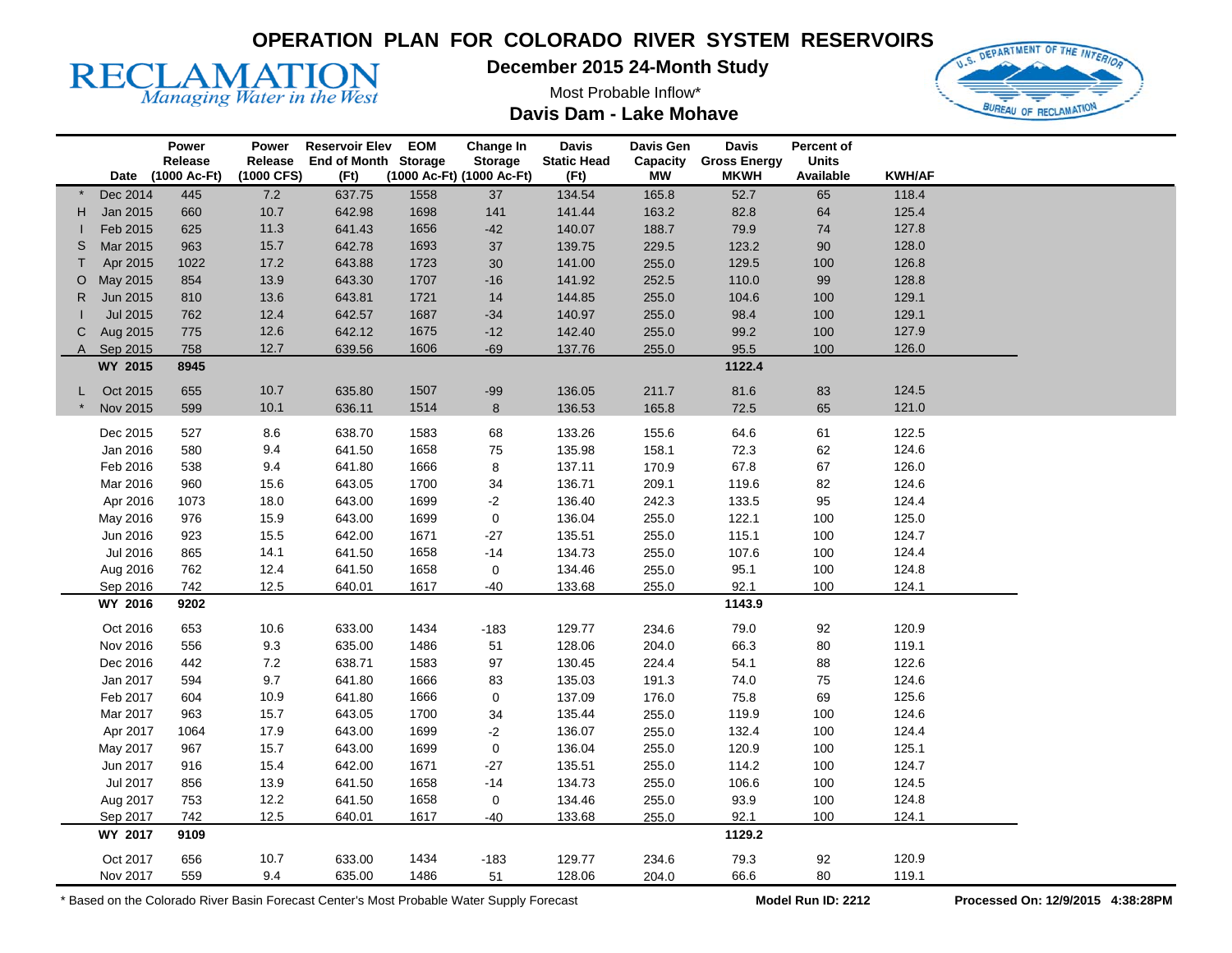# OPERATION PLAN FOR COLORADO RIVER SYSTEM RESERVOIRS

## December 2015 24-Month Study

Most Probable Inflow*

## Davis Dam - Lake Mohave

| | Date | Power Release (1000 Ac-Ft) | Power Release (1000 CFS) | Reservoir Elev End of Month (Ft) | EOM Storage (1000 Ac-Ft) | Change In Storage (1000 Ac-Ft) | Davis Static Head (Ft) | Davis Gen Capacity MW | Davis Gross Energy MKWH | Percent of Units Available | KWH/AF |
|---|---|---|---|---|---|---|---|---|---|---|---|
| * | Dec 2014 | 445 | 7.2 | 637.75 | 1558 | 37 | 134.54 | 165.8 | 52.7 | 65 | 118.4 |
| H | Jan 2015 | 660 | 10.7 | 642.98 | 1698 | 141 | 141.44 | 163.2 | 82.8 | 64 | 125.4 |
| I | Feb 2015 | 625 | 11.3 | 641.43 | 1656 | -42 | 140.07 | 188.7 | 79.9 | 74 | 127.8 |
| S | Mar 2015 | 963 | 15.7 | 642.78 | 1693 | 37 | 139.75 | 229.5 | 123.2 | 90 | 128.0 |
| T | Apr 2015 | 1022 | 17.2 | 643.88 | 1723 | 30 | 141.00 | 255.0 | 129.5 | 100 | 126.8 |
| O | May 2015 | 854 | 13.9 | 643.30 | 1707 | -16 | 141.92 | 252.5 | 110.0 | 99 | 128.8 |
| R | Jun 2015 | 810 | 13.6 | 643.81 | 1721 | 14 | 144.85 | 255.0 | 104.6 | 100 | 129.1 |
| I | Jul 2015 | 762 | 12.4 | 642.57 | 1687 | -34 | 140.97 | 255.0 | 98.4 | 100 | 129.1 |
| C | Aug 2015 | 775 | 12.6 | 642.12 | 1675 | -12 | 142.40 | 255.0 | 99.2 | 100 | 127.9 |
| A | Sep 2015 | 758 | 12.7 | 639.56 | 1606 | -69 | 137.76 | 255.0 | 95.5 | 100 | 126.0 |
| | **WY 2015** | **8945** | | | | | | | **1122.4** | | |
| L | Oct 2015 | 655 | 10.7 | 635.80 | 1507 | -99 | 136.05 | 211.7 | 81.6 | 83 | 124.5 |
| * | Nov 2015 | 599 | 10.1 | 636.11 | 1514 | 8 | 136.53 | 165.8 | 72.5 | 65 | 121.0 |
| | Dec 2015 | 527 | 8.6 | 638.70 | 1583 | 68 | 133.26 | 155.6 | 64.6 | 61 | 122.5 |
| | Jan 2016 | 580 | 9.4 | 641.50 | 1658 | 75 | 135.98 | 158.1 | 72.3 | 62 | 124.6 |
| | Feb 2016 | 538 | 9.4 | 641.80 | 1666 | 8 | 137.11 | 170.9 | 67.8 | 67 | 126.0 |
| | Mar 2016 | 960 | 15.6 | 643.05 | 1700 | 34 | 136.71 | 209.1 | 119.6 | 82 | 124.6 |
| | Apr 2016 | 1073 | 18.0 | 643.00 | 1699 | -2 | 136.40 | 242.3 | 133.5 | 95 | 124.4 |
| | May 2016 | 976 | 15.9 | 643.00 | 1699 | 0 | 136.04 | 255.0 | 122.1 | 100 | 125.0 |
| | Jun 2016 | 923 | 15.5 | 642.00 | 1671 | -27 | 135.51 | 255.0 | 115.1 | 100 | 124.7 |
| | Jul 2016 | 865 | 14.1 | 641.50 | 1658 | -14 | 134.73 | 255.0 | 107.6 | 100 | 124.4 |
| | Aug 2016 | 762 | 12.4 | 641.50 | 1658 | 0 | 134.46 | 255.0 | 95.1 | 100 | 124.8 |
| | Sep 2016 | 742 | 12.5 | 640.01 | 1617 | -40 | 133.68 | 255.0 | 92.1 | 100 | 124.1 |
| | **WY 2016** | **9202** | | | | | | | **1143.9** | | |
| | Oct 2016 | 653 | 10.6 | 633.00 | 1434 | -183 | 129.77 | 234.6 | 79.0 | 92 | 120.9 |
| | Nov 2016 | 556 | 9.3 | 635.00 | 1486 | 51 | 128.06 | 204.0 | 66.3 | 80 | 119.1 |
| | Dec 2016 | 442 | 7.2 | 638.71 | 1583 | 97 | 130.45 | 224.4 | 54.1 | 88 | 122.6 |
| | Jan 2017 | 594 | 9.7 | 641.80 | 1666 | 83 | 135.03 | 191.3 | 74.0 | 75 | 124.6 |
| | Feb 2017 | 604 | 10.9 | 641.80 | 1666 | 0 | 137.09 | 176.0 | 75.8 | 69 | 125.6 |
| | Mar 2017 | 963 | 15.7 | 643.05 | 1700 | 34 | 135.44 | 255.0 | 119.9 | 100 | 124.6 |
| | Apr 2017 | 1064 | 17.9 | 643.00 | 1699 | -2 | 136.07 | 255.0 | 132.4 | 100 | 124.4 |
| | May 2017 | 967 | 15.7 | 643.00 | 1699 | 0 | 136.04 | 255.0 | 120.9 | 100 | 125.1 |
| | Jun 2017 | 916 | 15.4 | 642.00 | 1671 | -27 | 135.51 | 255.0 | 114.2 | 100 | 124.7 |
| | Jul 2017 | 856 | 13.9 | 641.50 | 1658 | -14 | 134.73 | 255.0 | 106.6 | 100 | 124.5 |
| | Aug 2017 | 753 | 12.2 | 641.50 | 1658 | 0 | 134.46 | 255.0 | 93.9 | 100 | 124.8 |
| | Sep 2017 | 742 | 12.5 | 640.01 | 1617 | -40 | 133.68 | 255.0 | 92.1 | 100 | 124.1 |
| | **WY 2017** | **9109** | | | | | | | **1129.2** | | |
| | Oct 2017 | 656 | 10.7 | 633.00 | 1434 | -183 | 129.77 | 234.6 | 79.3 | 92 | 120.9 |
| | Nov 2017 | 559 | 9.4 | 635.00 | 1486 | 51 | 128.06 | 204.0 | 66.6 | 80 | 119.1 |

\* Based on the Colorado River Basin Forecast Center's Most Probable Water Supply Forecast

**Model Run ID: 2212**

**Processed On: 12/9/2015 4:38:28PM**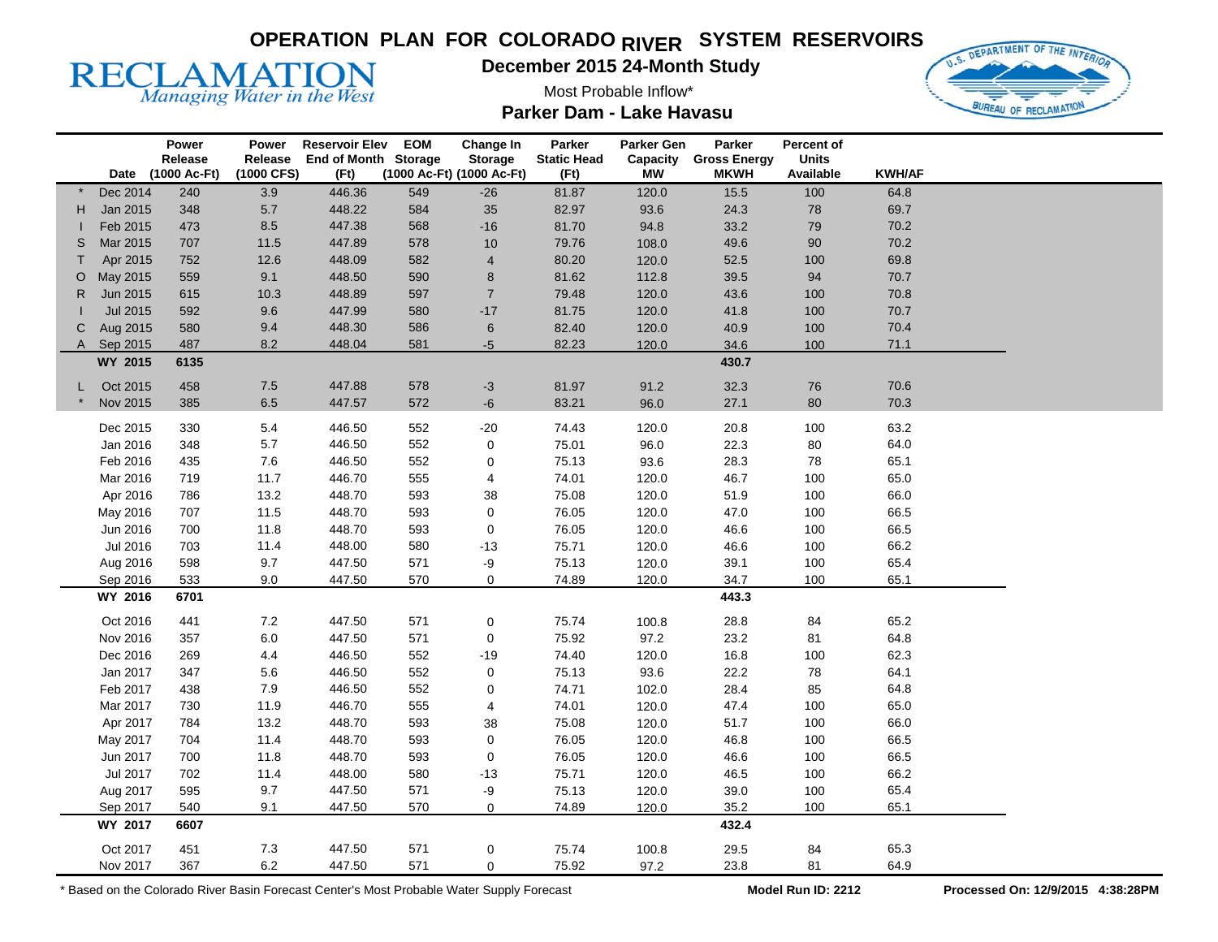# OPERATION PLAN FOR COLORADO RIVER SYSTEM RESERVOIRS

**RECLAMATION**
*Managing Water in the West*

## December 2015 24-Month Study

Most Probable Inflow*

## Parker Dam - Lake Havasu

| | Date | Power Release (1000 Ac-Ft) | Power Release (1000 CFS) | Reservoir Elev End of Month (Ft) | EOM Storage (1000 Ac-Ft) | Change In Storage (1000 Ac-Ft) | Parker Static Head (Ft) | Parker Gen Capacity MW | Parker Gross Energy MKWH | Percent of Units Available | KWH/AF |
|---|---|---|---|---|---|---|---|---|---|---|---|
| * | Dec 2014 | 240 | 3.9 | 446.36 | 549 | -26 | 81.87 | 120.0 | 15.5 | 100 | 64.8 |
| H | Jan 2015 | 348 | 5.7 | 448.22 | 584 | 35 | 82.97 | 93.6 | 24.3 | 78 | 69.7 |
| I | Feb 2015 | 473 | 8.5 | 447.38 | 568 | -16 | 81.70 | 94.8 | 33.2 | 79 | 70.2 |
| S | Mar 2015 | 707 | 11.5 | 447.89 | 578 | 10 | 79.76 | 108.0 | 49.6 | 90 | 70.2 |
| T | Apr 2015 | 752 | 12.6 | 448.09 | 582 | 4 | 80.20 | 120.0 | 52.5 | 100 | 69.8 |
| O | May 2015 | 559 | 9.1 | 448.50 | 590 | 8 | 81.62 | 112.8 | 39.5 | 94 | 70.7 |
| R | Jun 2015 | 615 | 10.3 | 448.89 | 597 | 7 | 79.48 | 120.0 | 43.6 | 100 | 70.8 |
| I | Jul 2015 | 592 | 9.6 | 447.99 | 580 | -17 | 81.75 | 120.0 | 41.8 | 100 | 70.7 |
| C | Aug 2015 | 580 | 9.4 | 448.30 | 586 | 6 | 82.40 | 120.0 | 40.9 | 100 | 70.4 |
| A | Sep 2015 | 487 | 8.2 | 448.04 | 581 | -5 | 82.23 | 120.0 | 34.6 | 100 | 71.1 |
| | **WY 2015** | **6135** | | | | | | | **430.7** | | |
| L | Oct 2015 | 458 | 7.5 | 447.88 | 578 | -3 | 81.97 | 91.2 | 32.3 | 76 | 70.6 |
| * | Nov 2015 | 385 | 6.5 | 447.57 | 572 | -6 | 83.21 | 96.0 | 27.1 | 80 | 70.3 |
| | Dec 2015 | 330 | 5.4 | 446.50 | 552 | -20 | 74.43 | 120.0 | 20.8 | 100 | 63.2 |
| | Jan 2016 | 348 | 5.7 | 446.50 | 552 | 0 | 75.01 | 96.0 | 22.3 | 80 | 64.0 |
| | Feb 2016 | 435 | 7.6 | 446.50 | 552 | 0 | 75.13 | 93.6 | 28.3 | 78 | 65.1 |
| | Mar 2016 | 719 | 11.7 | 446.70 | 555 | 4 | 74.01 | 120.0 | 46.7 | 100 | 65.0 |
| | Apr 2016 | 786 | 13.2 | 448.70 | 593 | 38 | 75.08 | 120.0 | 51.9 | 100 | 66.0 |
| | May 2016 | 707 | 11.5 | 448.70 | 593 | 0 | 76.05 | 120.0 | 47.0 | 100 | 66.5 |
| | Jun 2016 | 700 | 11.8 | 448.70 | 593 | 0 | 76.05 | 120.0 | 46.6 | 100 | 66.5 |
| | Jul 2016 | 703 | 11.4 | 448.00 | 580 | -13 | 75.71 | 120.0 | 46.6 | 100 | 66.2 |
| | Aug 2016 | 598 | 9.7 | 447.50 | 571 | -9 | 75.13 | 120.0 | 39.1 | 100 | 65.4 |
| | Sep 2016 | 533 | 9.0 | 447.50 | 570 | 0 | 74.89 | 120.0 | 34.7 | 100 | 65.1 |
| | **WY 2016** | **6701** | | | | | | | **443.3** | | |
| | Oct 2016 | 441 | 7.2 | 447.50 | 571 | 0 | 75.74 | 100.8 | 28.8 | 84 | 65.2 |
| | Nov 2016 | 357 | 6.0 | 447.50 | 571 | 0 | 75.92 | 97.2 | 23.2 | 81 | 64.8 |
| | Dec 2016 | 269 | 4.4 | 446.50 | 552 | -19 | 74.40 | 120.0 | 16.8 | 100 | 62.3 |
| | Jan 2017 | 347 | 5.6 | 446.50 | 552 | 0 | 75.13 | 93.6 | 22.2 | 78 | 64.1 |
| | Feb 2017 | 438 | 7.9 | 446.50 | 552 | 0 | 74.71 | 102.0 | 28.4 | 85 | 64.8 |
| | Mar 2017 | 730 | 11.9 | 446.70 | 555 | 4 | 74.01 | 120.0 | 47.4 | 100 | 65.0 |
| | Apr 2017 | 784 | 13.2 | 448.70 | 593 | 38 | 75.08 | 120.0 | 51.7 | 100 | 66.0 |
| | May 2017 | 704 | 11.4 | 448.70 | 593 | 0 | 76.05 | 120.0 | 46.8 | 100 | 66.5 |
| | Jun 2017 | 700 | 11.8 | 448.70 | 593 | 0 | 76.05 | 120.0 | 46.6 | 100 | 66.5 |
| | Jul 2017 | 702 | 11.4 | 448.00 | 580 | -13 | 75.71 | 120.0 | 46.5 | 100 | 66.2 |
| | Aug 2017 | 595 | 9.7 | 447.50 | 571 | -9 | 75.13 | 120.0 | 39.0 | 100 | 65.4 |
| | Sep 2017 | 540 | 9.1 | 447.50 | 570 | 0 | 74.89 | 120.0 | 35.2 | 100 | 65.1 |
| | **WY 2017** | **6607** | | | | | | | **432.4** | | |
| | Oct 2017 | 451 | 7.3 | 447.50 | 571 | 0 | 75.74 | 100.8 | 29.5 | 84 | 65.3 |
| | Nov 2017 | 367 | 6.2 | 447.50 | 571 | 0 | 75.92 | 97.2 | 23.8 | 81 | 64.9 |

\* Based on the Colorado River Basin Forecast Center's Most Probable Water Supply Forecast

**Model Run ID: 2212**

**Processed On: 12/9/2015 4:38:28PM**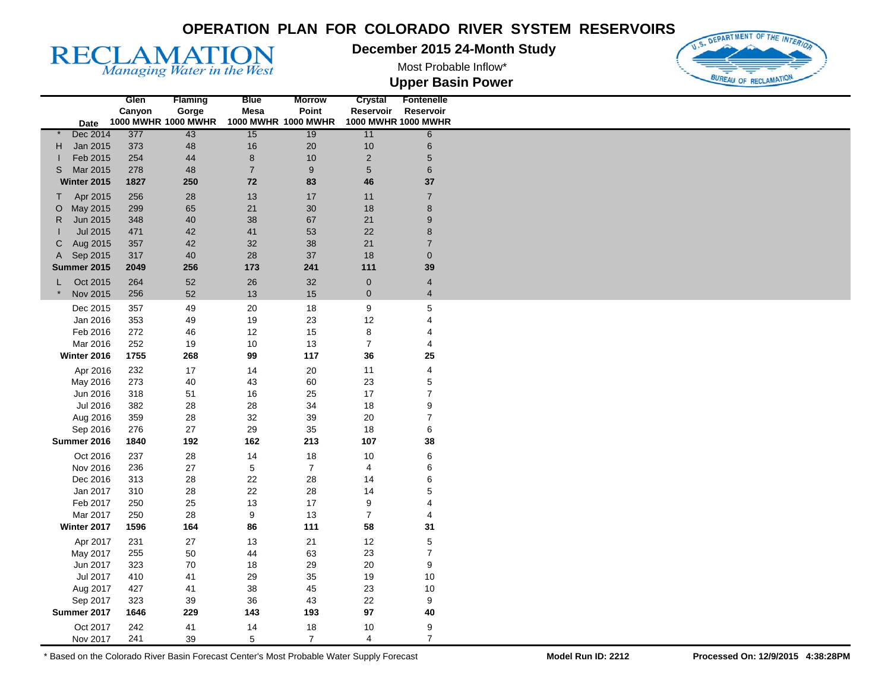# OPERATION PLAN FOR COLORADO RIVER SYSTEM RESERVOIRS

**RECLAMATION**
*Managing Water in the West*

## December 2015 24-Month Study

Most Probable Inflow*

## Upper Basin Power

| | Date | Glen Canyon 1000 MWHR | Flaming Gorge 1000 MWHR | Blue Mesa 1000 MWHR | Morrow Point 1000 MWHR | Crystal Reservoir 1000 MWHR | Fontenelle Reservoir 1000 MWHR |
|---|---|---|---|---|---|---|---|
| * | Dec 2014 | 377 | 43 | 15 | 19 | 11 | 6 |
| H | Jan 2015 | 373 | 48 | 16 | 20 | 10 | 6 |
| I | Feb 2015 | 254 | 44 | 8 | 10 | 2 | 5 |
| S | Mar 2015 | 278 | 48 | 7 | 9 | 5 | 6 |
| | **Winter 2015** | **1827** | **250** | **72** | **83** | **46** | **37** |
| T | Apr 2015 | 256 | 28 | 13 | 17 | 11 | 7 |
| O | May 2015 | 299 | 65 | 21 | 30 | 18 | 8 |
| R | Jun 2015 | 348 | 40 | 38 | 67 | 21 | 9 |
| I | Jul 2015 | 471 | 42 | 41 | 53 | 22 | 8 |
| C | Aug 2015 | 357 | 42 | 32 | 38 | 21 | 7 |
| A | Sep 2015 | 317 | 40 | 28 | 37 | 18 | 0 |
| | **Summer 2015** | **2049** | **256** | **173** | **241** | **111** | **39** |
| L | Oct 2015 | 264 | 52 | 26 | 32 | 0 | 4 |
| * | Nov 2015 | 256 | 52 | 13 | 15 | 0 | 4 |
| | Dec 2015 | 357 | 49 | 20 | 18 | 9 | 5 |
| | Jan 2016 | 353 | 49 | 19 | 23 | 12 | 4 |
| | Feb 2016 | 272 | 46 | 12 | 15 | 8 | 4 |
| | Mar 2016 | 252 | 19 | 10 | 13 | 7 | 4 |
| | **Winter 2016** | **1755** | **268** | **99** | **117** | **36** | **25** |
| | Apr 2016 | 232 | 17 | 14 | 20 | 11 | 4 |
| | May 2016 | 273 | 40 | 43 | 60 | 23 | 5 |
| | Jun 2016 | 318 | 51 | 16 | 25 | 17 | 7 |
| | Jul 2016 | 382 | 28 | 28 | 34 | 18 | 9 |
| | Aug 2016 | 359 | 28 | 32 | 39 | 20 | 7 |
| | Sep 2016 | 276 | 27 | 29 | 35 | 18 | 6 |
| | **Summer 2016** | **1840** | **192** | **162** | **213** | **107** | **38** |
| | Oct 2016 | 237 | 28 | 14 | 18 | 10 | 6 |
| | Nov 2016 | 236 | 27 | 5 | 7 | 4 | 6 |
| | Dec 2016 | 313 | 28 | 22 | 28 | 14 | 6 |
| | Jan 2017 | 310 | 28 | 22 | 28 | 14 | 5 |
| | Feb 2017 | 250 | 25 | 13 | 17 | 9 | 4 |
| | Mar 2017 | 250 | 28 | 9 | 13 | 7 | 4 |
| | **Winter 2017** | **1596** | **164** | **86** | **111** | **58** | **31** |
| | Apr 2017 | 231 | 27 | 13 | 21 | 12 | 5 |
| | May 2017 | 255 | 50 | 44 | 63 | 23 | 7 |
| | Jun 2017 | 323 | 70 | 18 | 29 | 20 | 9 |
| | Jul 2017 | 410 | 41 | 29 | 35 | 19 | 10 |
| | Aug 2017 | 427 | 41 | 38 | 45 | 23 | 10 |
| | Sep 2017 | 323 | 39 | 36 | 43 | 22 | 9 |
| | **Summer 2017** | **1646** | **229** | **143** | **193** | **97** | **40** |
| | Oct 2017 | 242 | 41 | 14 | 18 | 10 | 9 |
| | Nov 2017 | 241 | 39 | 5 | 7 | 4 | 7 |

\* Based on the Colorado River Basin Forecast Center's Most Probable Water Supply Forecast

**Model Run ID: 2212**

**Processed On: 12/9/2015 4:38:28PM**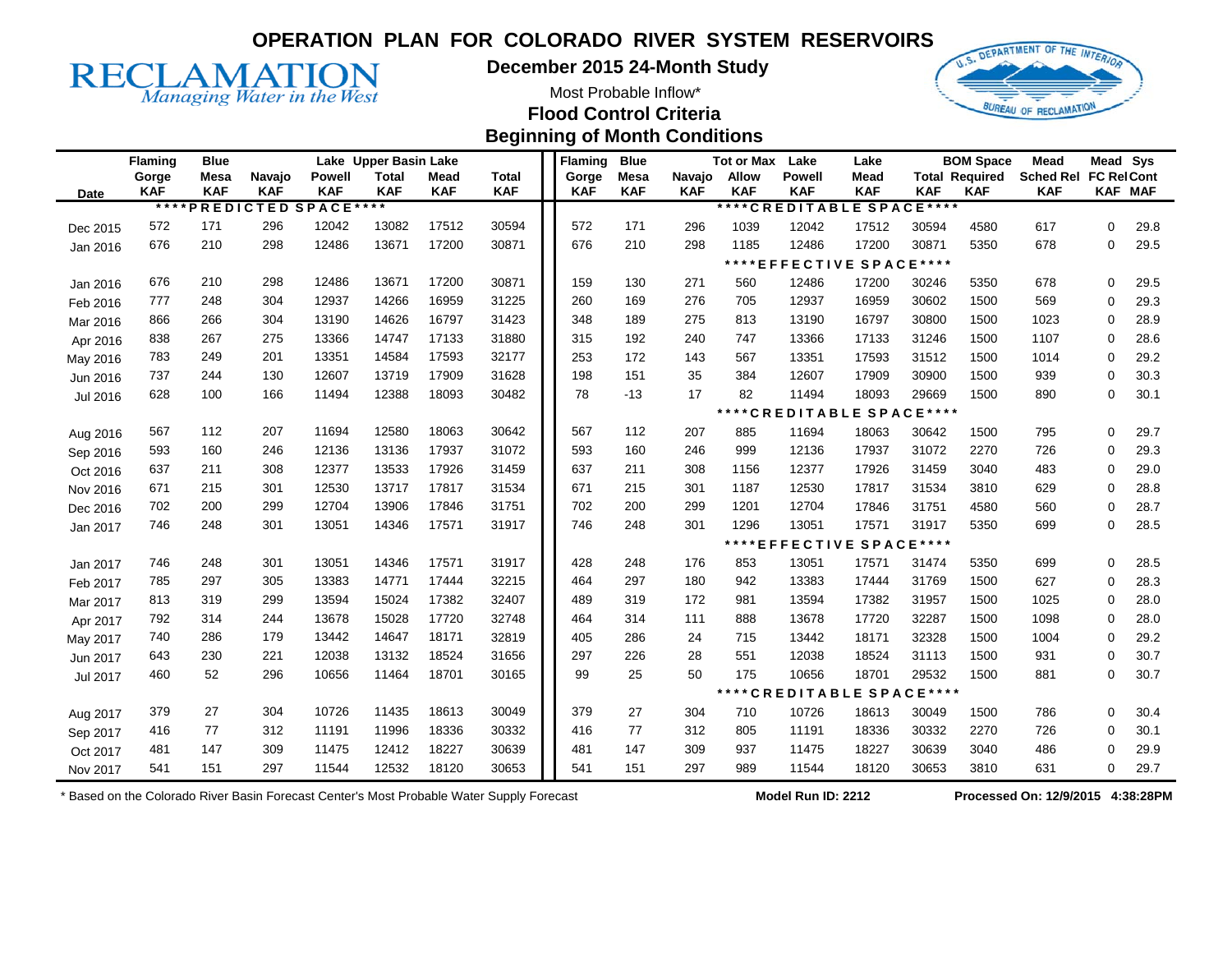# OPERATION PLAN FOR COLORADO RIVER SYSTEM RESERVOIRS

RECLAMATION
*Managing Water in the West*

**December 2015 24-Month Study**

Most Probable Inflow*

**Flood Control Criteria**

**Beginning of Month Conditions**

| Date | Flaming Gorge KAF | Blue Mesa KAF | Navajo KAF | Lake Powell KAF | Upper Basin Total KAF | Lake Mead KAF | Total KAF | Flaming Gorge KAF | Blue Mesa KAF | Navajo KAF | Tot or Max Allow KAF | Lake Powell KAF | Lake Mead KAF | Total KAF | BOM Space Required KAF | Mead Sched Rel KAF | Mead FC Rel KAF | Sys Cont MAF |
|---|---|---|---|---|---|---|---|---|---|---|---|---|---|---|---|---|---|---|
| | ****PREDICTED SPACE**** | | | | | | | ****CREDITABLE SPACE**** | | | | | | | | | | |
| Dec 2015 | 572 | 171 | 296 | 12042 | 13082 | 17512 | 30594 | 572 | 171 | 296 | 1039 | 12042 | 17512 | 30594 | 4580 | 617 | 0 | 29.8 |
| Jan 2016 | 676 | 210 | 298 | 12486 | 13671 | 17200 | 30871 | 676 | 210 | 298 | 1185 | 12486 | 17200 | 30871 | 5350 | 678 | 0 | 29.5 |
| | | | | | | | | ****EFFECTIVE SPACE**** | | | | | | | | | | |
| Jan 2016 | 676 | 210 | 298 | 12486 | 13671 | 17200 | 30871 | 159 | 130 | 271 | 560 | 12486 | 17200 | 30246 | 5350 | 678 | 0 | 29.5 |
| Feb 2016 | 777 | 248 | 304 | 12937 | 14266 | 16959 | 31225 | 260 | 169 | 276 | 705 | 12937 | 16959 | 30602 | 1500 | 569 | 0 | 29.3 |
| Mar 2016 | 866 | 266 | 304 | 13190 | 14626 | 16797 | 31423 | 348 | 189 | 275 | 813 | 13190 | 16797 | 30800 | 1500 | 1023 | 0 | 28.9 |
| Apr 2016 | 838 | 267 | 275 | 13366 | 14747 | 17133 | 31880 | 315 | 192 | 240 | 747 | 13366 | 17133 | 31246 | 1500 | 1107 | 0 | 28.6 |
| May 2016 | 783 | 249 | 201 | 13351 | 14584 | 17593 | 32177 | 253 | 172 | 143 | 567 | 13351 | 17593 | 31512 | 1500 | 1014 | 0 | 29.2 |
| Jun 2016 | 737 | 244 | 130 | 12607 | 13719 | 17909 | 31628 | 198 | 151 | 35 | 384 | 12607 | 17909 | 30900 | 1500 | 939 | 0 | 30.3 |
| Jul 2016 | 628 | 100 | 166 | 11494 | 12388 | 18093 | 30482 | 78 | -13 | 17 | 82 | 11494 | 18093 | 29669 | 1500 | 890 | 0 | 30.1 |
| | | | | | | | | ****CREDITABLE SPACE**** | | | | | | | | | | |
| Aug 2016 | 567 | 112 | 207 | 11694 | 12580 | 18063 | 30642 | 567 | 112 | 207 | 885 | 11694 | 18063 | 30642 | 1500 | 795 | 0 | 29.7 |
| Sep 2016 | 593 | 160 | 246 | 12136 | 13136 | 17937 | 31072 | 593 | 160 | 246 | 999 | 12136 | 17937 | 31072 | 2270 | 726 | 0 | 29.3 |
| Oct 2016 | 637 | 211 | 308 | 12377 | 13533 | 17926 | 31459 | 637 | 211 | 308 | 1156 | 12377 | 17926 | 31459 | 3040 | 483 | 0 | 29.0 |
| Nov 2016 | 671 | 215 | 301 | 12530 | 13717 | 17817 | 31534 | 671 | 215 | 301 | 1187 | 12530 | 17817 | 31534 | 3810 | 629 | 0 | 28.8 |
| Dec 2016 | 702 | 200 | 299 | 12704 | 13906 | 17846 | 31751 | 702 | 200 | 299 | 1201 | 12704 | 17846 | 31751 | 4580 | 560 | 0 | 28.7 |
| Jan 2017 | 746 | 248 | 301 | 13051 | 14346 | 17571 | 31917 | 746 | 248 | 301 | 1296 | 13051 | 17571 | 31917 | 5350 | 699 | 0 | 28.5 |
| | | | | | | | | ****EFFECTIVE SPACE**** | | | | | | | | | | |
| Jan 2017 | 746 | 248 | 301 | 13051 | 14346 | 17571 | 31917 | 428 | 248 | 176 | 853 | 13051 | 17571 | 31474 | 5350 | 699 | 0 | 28.5 |
| Feb 2017 | 785 | 297 | 305 | 13383 | 14771 | 17444 | 32215 | 464 | 297 | 180 | 942 | 13383 | 17444 | 31769 | 1500 | 627 | 0 | 28.3 |
| Mar 2017 | 813 | 319 | 299 | 13594 | 15024 | 17382 | 32407 | 489 | 319 | 172 | 981 | 13594 | 17382 | 31957 | 1500 | 1025 | 0 | 28.0 |
| Apr 2017 | 792 | 314 | 244 | 13678 | 15028 | 17720 | 32748 | 464 | 314 | 111 | 888 | 13678 | 17720 | 32287 | 1500 | 1098 | 0 | 28.0 |
| May 2017 | 740 | 286 | 179 | 13442 | 14647 | 18171 | 32819 | 405 | 286 | 24 | 715 | 13442 | 18171 | 32328 | 1500 | 1004 | 0 | 29.2 |
| Jun 2017 | 643 | 230 | 221 | 12038 | 13132 | 18524 | 31656 | 297 | 226 | 28 | 551 | 12038 | 18524 | 31113 | 1500 | 931 | 0 | 30.7 |
| Jul 2017 | 460 | 52 | 296 | 10656 | 11464 | 18701 | 30165 | 99 | 25 | 50 | 175 | 10656 | 18701 | 29532 | 1500 | 881 | 0 | 30.7 |
| | | | | | | | | ****CREDITABLE SPACE**** | | | | | | | | | | |
| Aug 2017 | 379 | 27 | 304 | 10726 | 11435 | 18613 | 30049 | 379 | 27 | 304 | 710 | 10726 | 18613 | 30049 | 1500 | 786 | 0 | 30.4 |
| Sep 2017 | 416 | 77 | 312 | 11191 | 11996 | 18336 | 30332 | 416 | 77 | 312 | 805 | 11191 | 18336 | 30332 | 2270 | 726 | 0 | 30.1 |
| Oct 2017 | 481 | 147 | 309 | 11475 | 12412 | 18227 | 30639 | 481 | 147 | 309 | 937 | 11475 | 18227 | 30639 | 3040 | 486 | 0 | 29.9 |
| Nov 2017 | 541 | 151 | 297 | 11544 | 12532 | 18120 | 30653 | 541 | 151 | 297 | 989 | 11544 | 18120 | 30653 | 3810 | 631 | 0 | 29.7 |

\* Based on the Colorado River Basin Forecast Center's Most Probable Water Supply Forecast

**Model Run ID: 2212**

**Processed On: 12/9/2015 4:38:28PM**